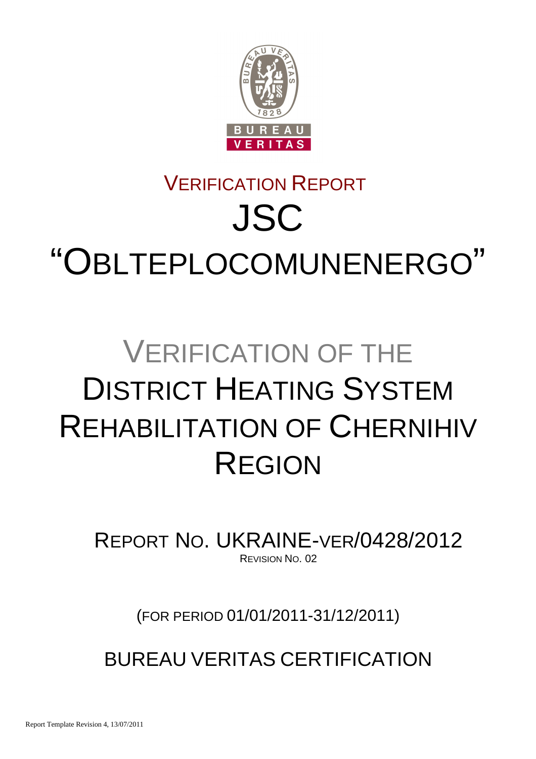# VERIFICATION REPORT

# JSC "OBLTEPLOCOMUNENERGO"

# VERIFICATION OF THE DISTRICT HEATING SYSTEM REHABILITATION OF CHERNIHIV REGION

REPORT NO. UKRAINE-VER/0428/2012

REVISION NO. 02

(FOR PERIOD 01/01/2011-31/12/2011)

BUREAU VERITAS CERTIFICATION

Report Template Revision 4, 13/07/2011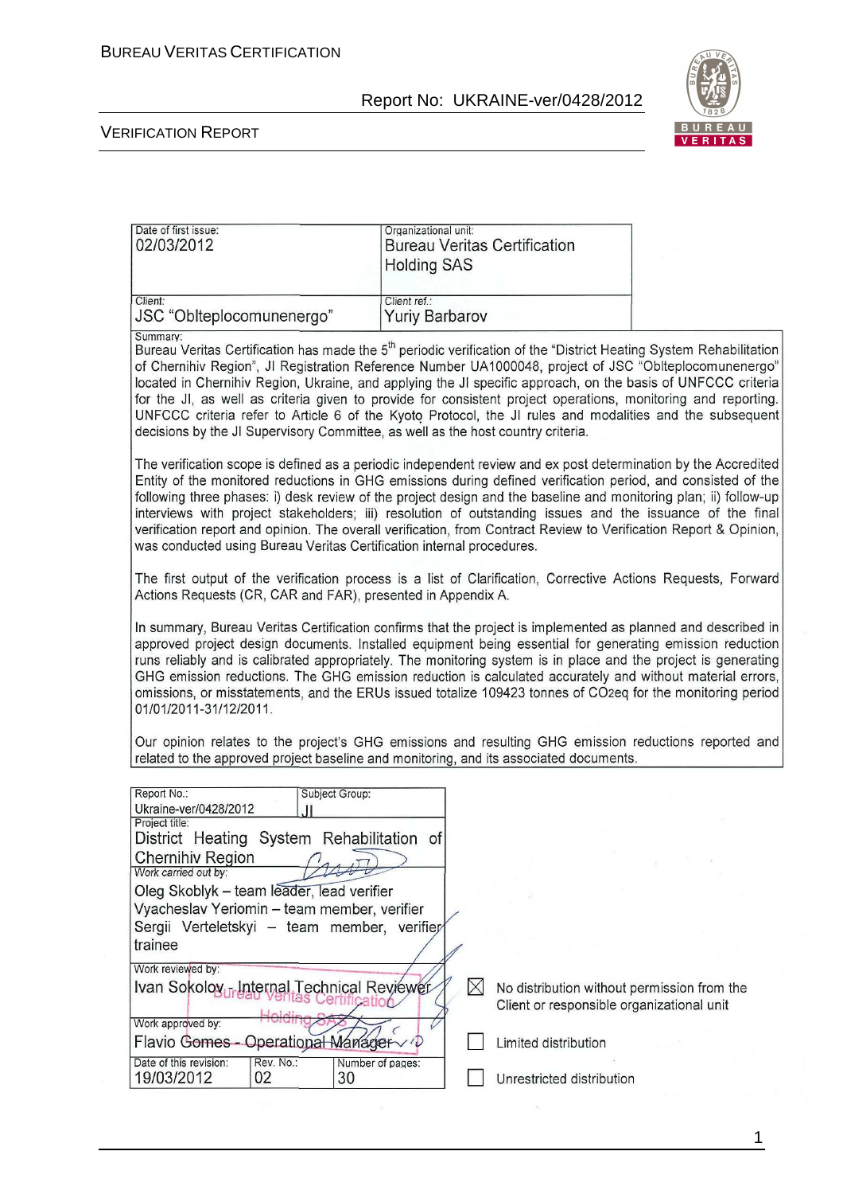| Date of first issue: 02/03/2012 | Organizational unit: Bureau Veritas Certification Holding SAS |
| --- | --- |
| Client: JSC "Oblteplocomunenergo" | Client ref.: Yuriy Barbarov |

Summary:

Bureau Veritas Certification has made the 5th periodic verification of the "District Heating System Rehabilitation of Chernihiv Region", JI Registration Reference Number UA1000048, project of JSC "Oblteplocomunenergo" located in Chernihiv Region, Ukraine, and applying the JI specific approach, on the basis of UNFCCC criteria for the JI, as well as criteria given to provide for consistent project operations, monitoring and reporting. UNFCCC criteria refer to Article 6 of the Kyoto Protocol, the JI rules and modalities and the subsequent decisions by the JI Supervisory Committee, as well as the host country criteria.

The verification scope is defined as a periodic independent review and ex post determination by the Accredited Entity of the monitored reductions in GHG emissions during defined verification period, and consisted of the following three phases: i) desk review of the project design and the baseline and monitoring plan; ii) follow-up interviews with project stakeholders; iii) resolution of outstanding issues and the issuance of the final verification report and opinion. The overall verification, from Contract Review to Verification Report & Opinion, was conducted using Bureau Veritas Certification internal procedures.

The first output of the verification process is a list of Clarification, Corrective Actions Requests, Forward Actions Requests (CR, CAR and FAR), presented in Appendix A.

In summary, Bureau Veritas Certification confirms that the project is implemented as planned and described in approved project design documents. Installed equipment being essential for generating emission reduction runs reliably and is calibrated appropriately. The monitoring system is in place and the project is generating GHG emission reductions. The GHG emission reduction is calculated accurately and without material errors, omissions, or misstatements, and the ERUs issued totalize 109423 tonnes of $CO_2eq$ for the monitoring period 01/01/2011-31/12/2011.

Our opinion relates to the project's GHG emissions and resulting GHG emission reductions reported and related to the approved project baseline and monitoring, and its associated documents.

| Report No.: Ukraine-ver/0428/2012 | Subject Group: JI | |
| --- | --- | --- |
| Project title: District Heating System Rehabilitation of Chernihiv Region | | |
| Work carried out by: Oleg Skoblyk – team leader, lead verifier; Vyacheslav Yeriomin – team member, verifier; Sergii Verteletskyi – team member, verifier trainee | | |
| Work reviewed by: Ivan Sokolov - Internal Technical Reviewer | | |
| Work approved by: Flavio Gomes - Operational Manager | | |
| Date of this revision: 19/03/2012 | Rev. No.: 02 | Number of pages: 30 |

☒ No distribution without permission from the Client or responsible organizational unit

☐ Limited distribution

☐ Unrestricted distribution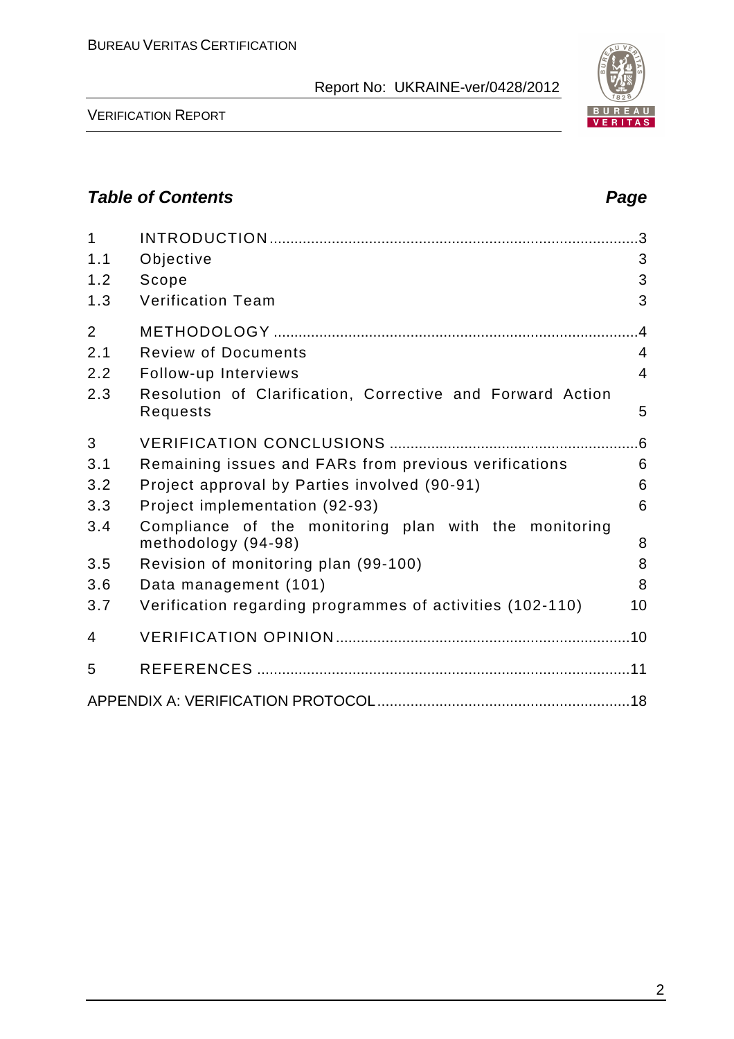## Table of Contents

| | | Page |
|---|---|---|
| 1 | INTRODUCTION | 3 |
| 1.1 | Objective | 3 |
| 1.2 | Scope | 3 |
| 1.3 | Verification Team | 3 |
| 2 | METHODOLOGY | 4 |
| 2.1 | Review of Documents | 4 |
| 2.2 | Follow-up Interviews | 4 |
| 2.3 | Resolution of Clarification, Corrective and Forward Action Requests | 5 |
| 3 | VERIFICATION CONCLUSIONS | 6 |
| 3.1 | Remaining issues and FARs from previous verifications | 6 |
| 3.2 | Project approval by Parties involved (90-91) | 6 |
| 3.3 | Project implementation (92-93) | 6 |
| 3.4 | Compliance of the monitoring plan with the monitoring methodology (94-98) | 8 |
| 3.5 | Revision of monitoring plan (99-100) | 8 |
| 3.6 | Data management (101) | 8 |
| 3.7 | Verification regarding programmes of activities (102-110) | 10 |
| 4 | VERIFICATION OPINION | 10 |
| 5 | REFERENCES | 11 |
| APPENDIX A: VERIFICATION PROTOCOL | | 18 |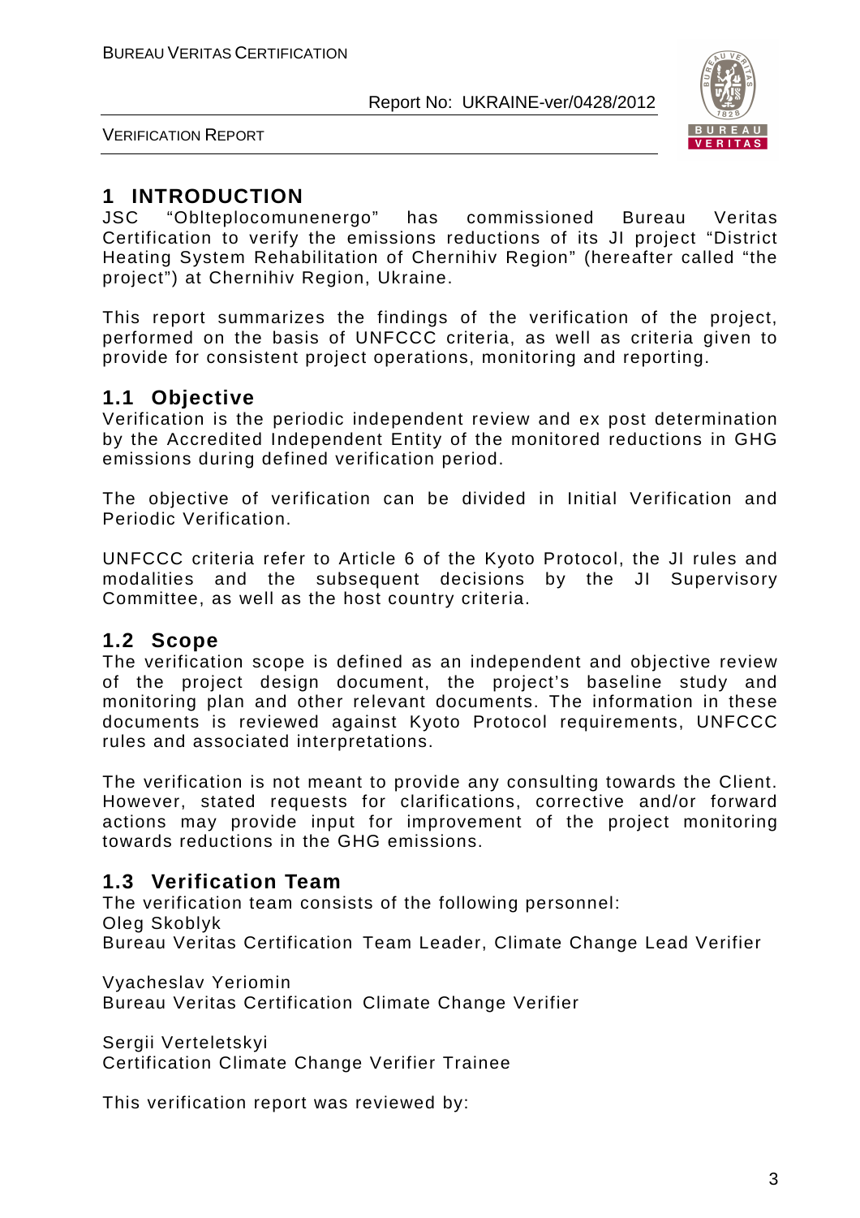# 1 INTRODUCTION

JSC "Oblteplocomunenergo" has commissioned Bureau Veritas Certification to verify the emissions reductions of its JI project "District Heating System Rehabilitation of Chernihiv Region" (hereafter called "the project") at Chernihiv Region, Ukraine.

This report summarizes the findings of the verification of the project, performed on the basis of UNFCCC criteria, as well as criteria given to provide for consistent project operations, monitoring and reporting.

## 1.1 Objective

Verification is the periodic independent review and ex post determination by the Accredited Independent Entity of the monitored reductions in GHG emissions during defined verification period.

The objective of verification can be divided in Initial Verification and Periodic Verification.

UNFCCC criteria refer to Article 6 of the Kyoto Protocol, the JI rules and modalities and the subsequent decisions by the JI Supervisory Committee, as well as the host country criteria.

## 1.2 Scope

The verification scope is defined as an independent and objective review of the project design document, the project's baseline study and monitoring plan and other relevant documents. The information in these documents is reviewed against Kyoto Protocol requirements, UNFCCC rules and associated interpretations.

The verification is not meant to provide any consulting towards the Client. However, stated requests for clarifications, corrective and/or forward actions may provide input for improvement of the project monitoring towards reductions in the GHG emissions.

## 1.3 Verification Team

The verification team consists of the following personnel:

Oleg Skoblyk
Bureau Veritas Certification Team Leader, Climate Change Lead Verifier

Vyacheslav Yeriomin
Bureau Veritas Certification Climate Change Verifier

Sergii Verteletskyi
Certification Climate Change Verifier Trainee

This verification report was reviewed by: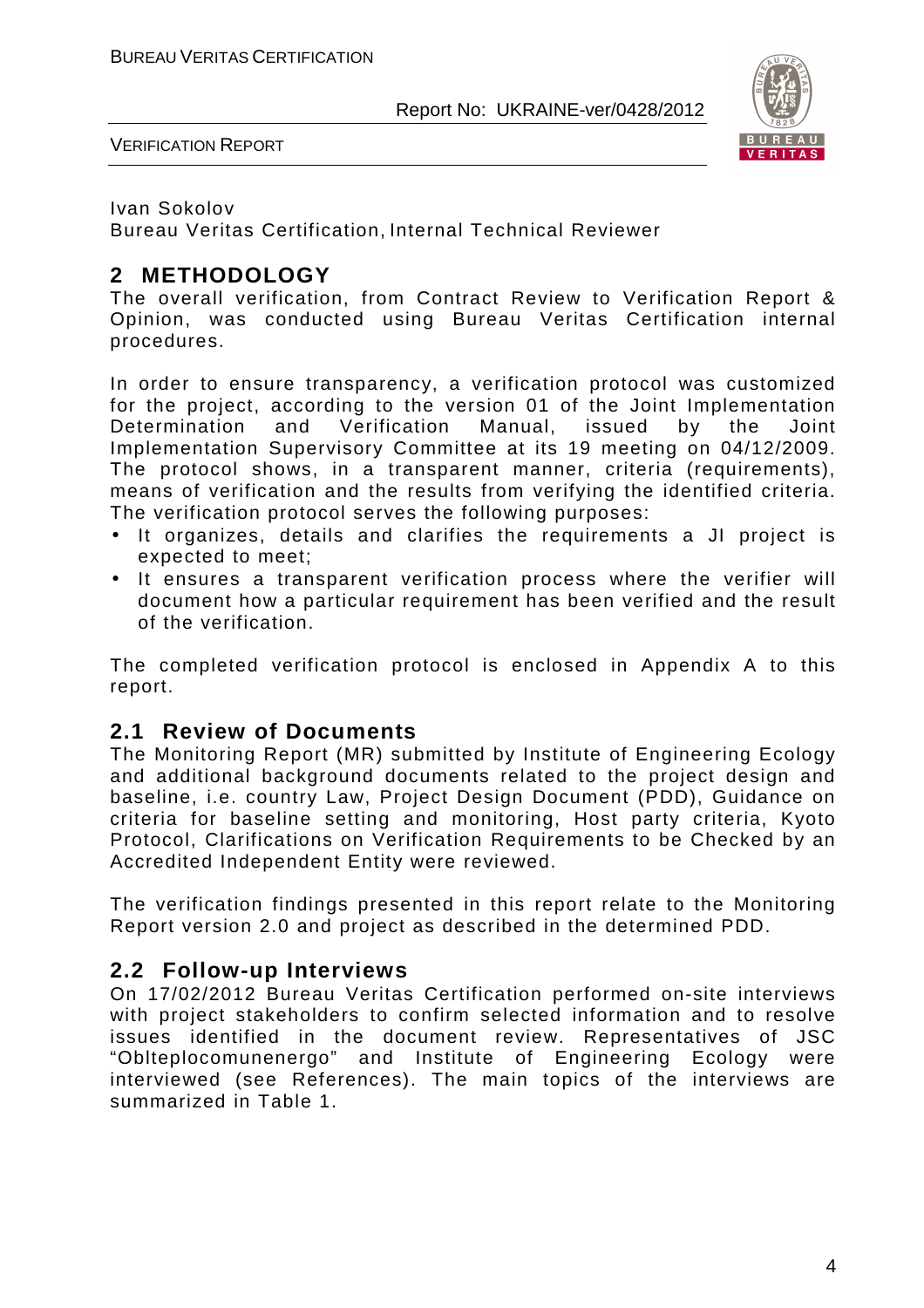Ivan Sokolov
Bureau Veritas Certification, Internal Technical Reviewer

# 2 METHODOLOGY

The overall verification, from Contract Review to Verification Report & Opinion, was conducted using Bureau Veritas Certification internal procedures.

In order to ensure transparency, a verification protocol was customized for the project, according to the version 01 of the Joint Implementation Determination and Verification Manual, issued by the Joint Implementation Supervisory Committee at its 19 meeting on 04/12/2009. The protocol shows, in a transparent manner, criteria (requirements), means of verification and the results from verifying the identified criteria. The verification protocol serves the following purposes:

- It organizes, details and clarifies the requirements a JI project is expected to meet;
- It ensures a transparent verification process where the verifier will document how a particular requirement has been verified and the result of the verification.

The completed verification protocol is enclosed in Appendix A to this report.

## 2.1 Review of Documents

The Monitoring Report (MR) submitted by Institute of Engineering Ecology and additional background documents related to the project design and baseline, i.e. country Law, Project Design Document (PDD), Guidance on criteria for baseline setting and monitoring, Host party criteria, Kyoto Protocol, Clarifications on Verification Requirements to be Checked by an Accredited Independent Entity were reviewed.

The verification findings presented in this report relate to the Monitoring Report version 2.0 and project as described in the determined PDD.

## 2.2 Follow-up Interviews

On 17/02/2012 Bureau Veritas Certification performed on-site interviews with project stakeholders to confirm selected information and to resolve issues identified in the document review. Representatives of JSC "Oblteplocomunenergo" and Institute of Engineering Ecology were interviewed (see References). The main topics of the interviews are summarized in Table 1.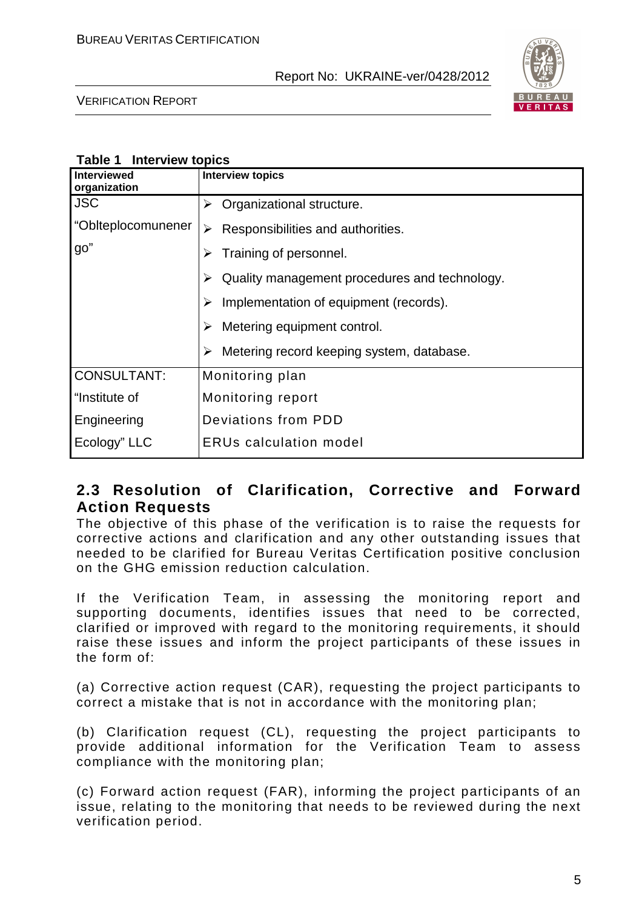**Table 1 Interview topics**

| Interviewed organization | Interview topics |
|---|---|
| JSC "Oblteplocomunenergo" | ➢ Organizational structure.<br>➢ Responsibilities and authorities.<br>➢ Training of personnel.<br>➢ Quality management procedures and technology.<br>➢ Implementation of equipment (records).<br>➢ Metering equipment control.<br>➢ Metering record keeping system, database. |
| CONSULTANT: "Institute of Engineering Ecology" LLC | Monitoring plan<br>Monitoring report<br>Deviations from PDD<br>ERUs calculation model |

## 2.3 Resolution of Clarification, Corrective and Forward Action Requests

The objective of this phase of the verification is to raise the requests for corrective actions and clarification and any other outstanding issues that needed to be clarified for Bureau Veritas Certification positive conclusion on the GHG emission reduction calculation.

If the Verification Team, in assessing the monitoring report and supporting documents, identifies issues that need to be corrected, clarified or improved with regard to the monitoring requirements, it should raise these issues and inform the project participants of these issues in the form of:

(a) Corrective action request (CAR), requesting the project participants to correct a mistake that is not in accordance with the monitoring plan;

(b) Clarification request (CL), requesting the project participants to provide additional information for the Verification Team to assess compliance with the monitoring plan;

(c) Forward action request (FAR), informing the project participants of an issue, relating to the monitoring that needs to be reviewed during the next verification period.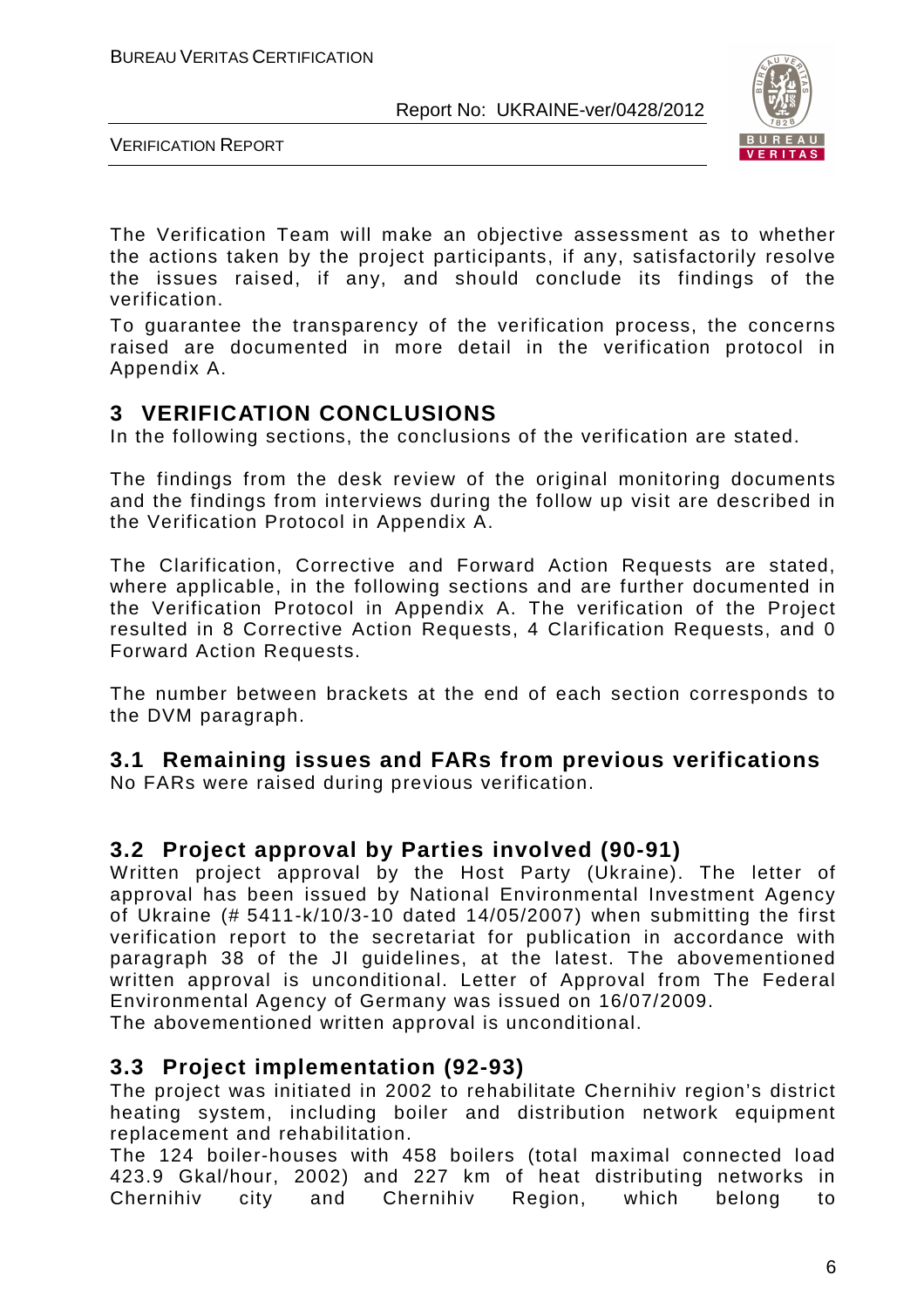The Verification Team will make an objective assessment as to whether the actions taken by the project participants, if any, satisfactorily resolve the issues raised, if any, and should conclude its findings of the verification.

To guarantee the transparency of the verification process, the concerns raised are documented in more detail in the verification protocol in Appendix A.

## 3 VERIFICATION CONCLUSIONS

In the following sections, the conclusions of the verification are stated.

The findings from the desk review of the original monitoring documents and the findings from interviews during the follow up visit are described in the Verification Protocol in Appendix A.

The Clarification, Corrective and Forward Action Requests are stated, where applicable, in the following sections and are further documented in the Verification Protocol in Appendix A. The verification of the Project resulted in 8 Corrective Action Requests, 4 Clarification Requests, and 0 Forward Action Requests.

The number between brackets at the end of each section corresponds to the DVM paragraph.

### 3.1 Remaining issues and FARs from previous verifications

No FARs were raised during previous verification.

### 3.2 Project approval by Parties involved (90-91)

Written project approval by the Host Party (Ukraine). The letter of approval has been issued by National Environmental Investment Agency of Ukraine (# 5411-k/10/3-10 dated 14/05/2007) when submitting the first verification report to the secretariat for publication in accordance with paragraph 38 of the JI guidelines, at the latest. The abovementioned written approval is unconditional. Letter of Approval from The Federal Environmental Agency of Germany was issued on 16/07/2009.

The abovementioned written approval is unconditional.

### 3.3 Project implementation (92-93)

The project was initiated in 2002 to rehabilitate Chernihiv region's district heating system, including boiler and distribution network equipment replacement and rehabilitation.

The 124 boiler-houses with 458 boilers (total maximal connected load 423.9 Gkal/hour, 2002) and 227 km of heat distributing networks in Chernihiv city and Chernihiv Region, which belong to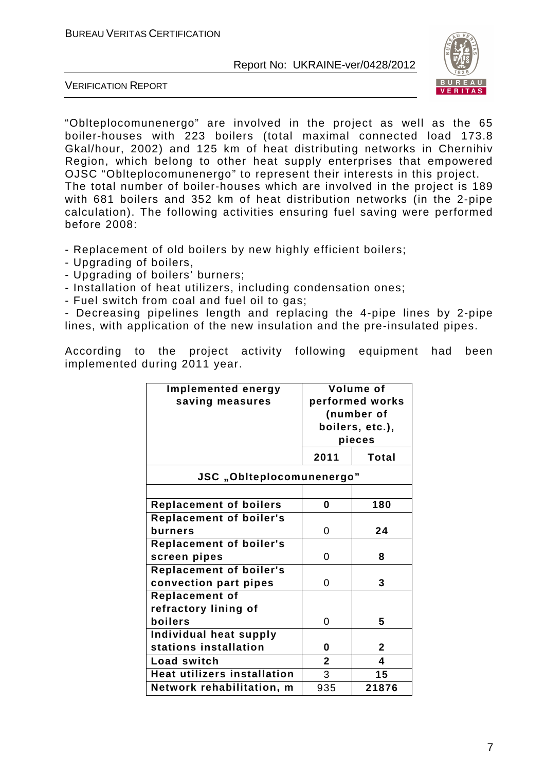"Oblteplocomunenergo" are involved in the project as well as the 65 boiler-houses with 223 boilers (total maximal connected load 173.8 Gkal/hour, 2002) and 125 km of heat distributing networks in Chernihiv Region, which belong to other heat supply enterprises that empowered OJSC "Oblteplocomunenergo" to represent their interests in this project. The total number of boiler-houses which are involved in the project is 189 with 681 boilers and 352 km of heat distribution networks (in the 2-pipe calculation). The following activities ensuring fuel saving were performed before 2008:

- Replacement of old boilers by new highly efficient boilers;
- Upgrading of boilers,
- Upgrading of boilers' burners;
- Installation of heat utilizers, including condensation ones;
- Fuel switch from coal and fuel oil to gas;
- Decreasing pipelines length and replacing the 4-pipe lines by 2-pipe lines, with application of the new insulation and the pre-insulated pipes.

According to the project activity following equipment had been implemented during 2011 year.

| Implemented energy saving measures | Volume of performed works (number of boilers, etc.), pieces | |
|---|---|---|
| | 2011 | Total |
| **JSC „Oblteplocomunenergo"** | | |
| | | |
| **Replacement of boilers** | **0** | **180** |
| **Replacement of boiler's burners** | 0 | **24** |
| **Replacement of boiler's screen pipes** | 0 | **8** |
| **Replacement of boiler's convection part pipes** | 0 | **3** |
| **Replacement of refractory lining of boilers** | 0 | **5** |
| **Individual heat supply stations installation** | **0** | **2** |
| **Load switch** | **2** | **4** |
| **Heat utilizers installation** | 3 | **15** |
| **Network rehabilitation, m** | 935 | **21876** |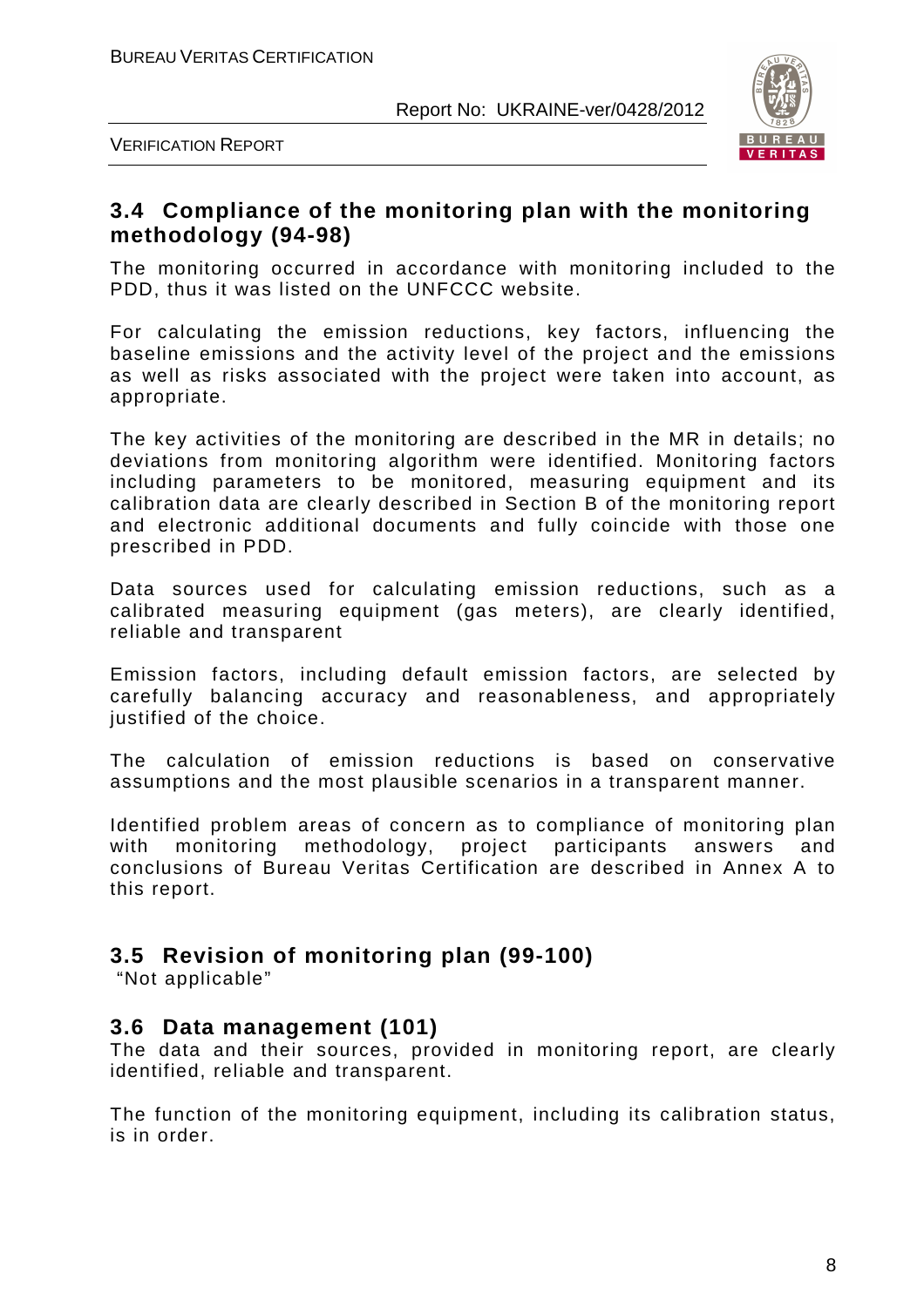## 3.4 Compliance of the monitoring plan with the monitoring methodology (94-98)

The monitoring occurred in accordance with monitoring included to the PDD, thus it was listed on the UNFCCC website.

For calculating the emission reductions, key factors, influencing the baseline emissions and the activity level of the project and the emissions as well as risks associated with the project were taken into account, as appropriate.

The key activities of the monitoring are described in the MR in details; no deviations from monitoring algorithm were identified. Monitoring factors including parameters to be monitored, measuring equipment and its calibration data are clearly described in Section B of the monitoring report and electronic additional documents and fully coincide with those one prescribed in PDD.

Data sources used for calculating emission reductions, such as a calibrated measuring equipment (gas meters), are clearly identified, reliable and transparent

Emission factors, including default emission factors, are selected by carefully balancing accuracy and reasonableness, and appropriately justified of the choice.

The calculation of emission reductions is based on conservative assumptions and the most plausible scenarios in a transparent manner.

Identified problem areas of concern as to compliance of monitoring plan with monitoring methodology, project participants answers and conclusions of Bureau Veritas Certification are described in Annex A to this report.

## 3.5 Revision of monitoring plan (99-100)

"Not applicable"

## 3.6 Data management (101)

The data and their sources, provided in monitoring report, are clearly identified, reliable and transparent.

The function of the monitoring equipment, including its calibration status, is in order.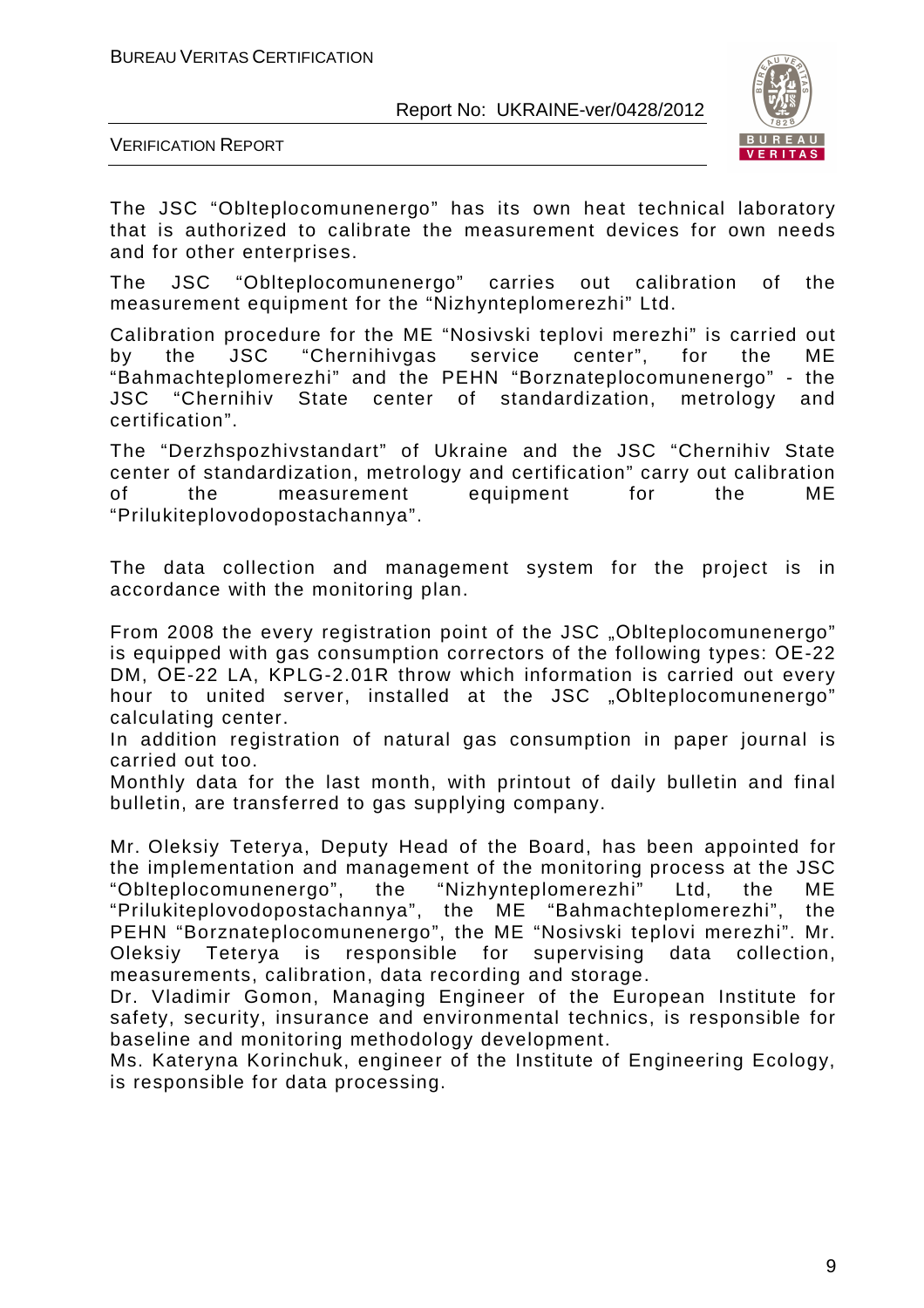The JSC "Oblteplocomunenergo" has its own heat technical laboratory that is authorized to calibrate the measurement devices for own needs and for other enterprises.

The JSC "Oblteplocomunenergo" carries out calibration of the measurement equipment for the "Nizhynteplomerezhi" Ltd.

Calibration procedure for the ME "Nosivski teplovi merezhi" is carried out by the JSC "Chernihivgas service center", for the ME "Bahmachteplomerezhi" and the PEHN "Borznateplocomunenergo" - the JSC "Chernihiv State center of standardization, metrology and certification".

The "Derzhspozhivstandart" of Ukraine and the JSC "Chernihiv State center of standardization, metrology and certification" carry out calibration of the measurement equipment for the ME "Prilukiteplovodopostachannya".

The data collection and management system for the project is in accordance with the monitoring plan.

From 2008 the every registration point of the JSC „Oblteplocomunenergo" is equipped with gas consumption correctors of the following types: OE-22 DM, OE-22 LA, KPLG-2.01R throw which information is carried out every hour to united server, installed at the JSC „Oblteplocomunenergo" calculating center.
In addition registration of natural gas consumption in paper journal is carried out too.
Monthly data for the last month, with printout of daily bulletin and final bulletin, are transferred to gas supplying company.

Mr. Oleksiy Teterya, Deputy Head of the Board, has been appointed for the implementation and management of the monitoring process at the JSC "Oblteplocomunenergo", the "Nizhynteplomerezhi" Ltd, the ME "Prilukiteplovodopostachannya", the ME "Bahmachteplomerezhi", the PEHN "Borznateplocomunenergo", the ME "Nosivski teplovi merezhi". Mr. Oleksiy Teterya is responsible for supervising data collection, measurements, calibration, data recording and storage.
Dr. Vladimir Gomon, Managing Engineer of the European Institute for safety, security, insurance and environmental technics, is responsible for baseline and monitoring methodology development.
Ms. Kateryna Korinchuk, engineer of the Institute of Engineering Ecology, is responsible for data processing.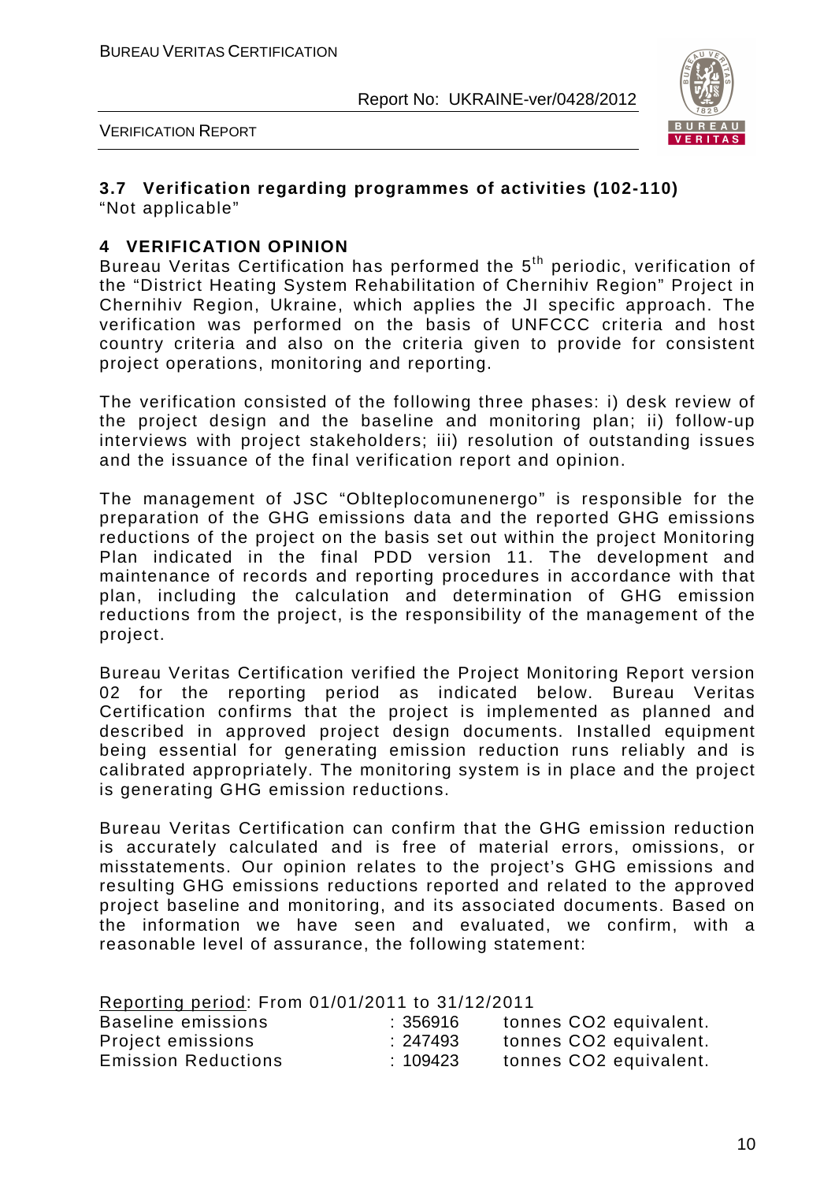### 3.7 Verification regarding programmes of activities (102-110)

"Not applicable"

## 4 VERIFICATION OPINION

Bureau Veritas Certification has performed the 5th periodic, verification of the "District Heating System Rehabilitation of Chernihiv Region" Project in Chernihiv Region, Ukraine, which applies the JI specific approach. The verification was performed on the basis of UNFCCC criteria and host country criteria and also on the criteria given to provide for consistent project operations, monitoring and reporting.

The verification consisted of the following three phases: i) desk review of the project design and the baseline and monitoring plan; ii) follow-up interviews with project stakeholders; iii) resolution of outstanding issues and the issuance of the final verification report and opinion.

The management of JSC "Oblteplocomunenergo" is responsible for the preparation of the GHG emissions data and the reported GHG emissions reductions of the project on the basis set out within the project Monitoring Plan indicated in the final PDD version 11. The development and maintenance of records and reporting procedures in accordance with that plan, including the calculation and determination of GHG emission reductions from the project, is the responsibility of the management of the project.

Bureau Veritas Certification verified the Project Monitoring Report version 02 for the reporting period as indicated below. Bureau Veritas Certification confirms that the project is implemented as planned and described in approved project design documents. Installed equipment being essential for generating emission reduction runs reliably and is calibrated appropriately. The monitoring system is in place and the project is generating GHG emission reductions.

Bureau Veritas Certification can confirm that the GHG emission reduction is accurately calculated and is free of material errors, omissions, or misstatements. Our opinion relates to the project's GHG emissions and resulting GHG emissions reductions reported and related to the approved project baseline and monitoring, and its associated documents. Based on the information we have seen and evaluated, we confirm, with a reasonable level of assurance, the following statement:

Reporting period: From 01/01/2011 to 31/12/2011

| | | |
|---|---|---|
| Baseline emissions | : 356916 | tonnes CO2 equivalent. |
| Project emissions | : 247493 | tonnes CO2 equivalent. |
| Emission Reductions | : 109423 | tonnes CO2 equivalent. |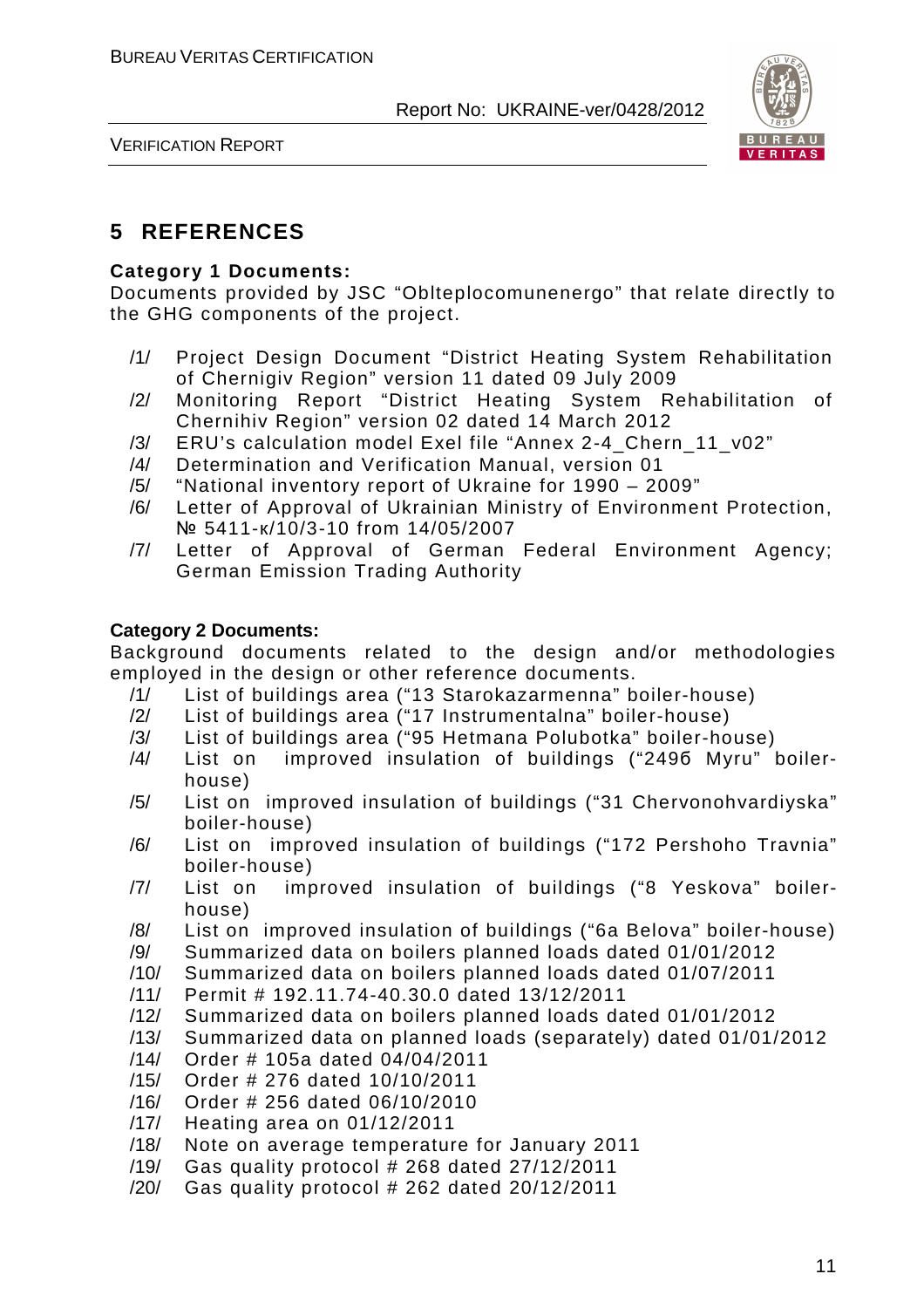# 5 REFERENCES

**Category 1 Documents:**

Documents provided by JSC "Oblteplocomunenergo" that relate directly to the GHG components of the project.

/1/ Project Design Document "District Heating System Rehabilitation of Chernigiv Region" version 11 dated 09 July 2009

/2/ Monitoring Report "District Heating System Rehabilitation of Chernihiv Region" version 02 dated 14 March 2012

/3/ ERU's calculation model Exel file "Annex 2-4_Chern_11_v02"

/4/ Determination and Verification Manual, version 01

/5/ "National inventory report of Ukraine for 1990 – 2009"

/6/ Letter of Approval of Ukrainian Ministry of Environment Protection, № 5411-к/10/3-10 from 14/05/2007

/7/ Letter of Approval of German Federal Environment Agency; German Emission Trading Authority

**Category 2 Documents:**

Background documents related to the design and/or methodologies employed in the design or other reference documents.

/1/ List of buildings area ("13 Starokazarmenna" boiler-house)

/2/ List of buildings area ("17 Instrumentalna" boiler-house)

/3/ List of buildings area ("95 Hetmana Polubotka" boiler-house)

/4/ List on improved insulation of buildings ("249б Myru" boiler-house)

/5/ List on improved insulation of buildings ("31 Chervonohvardiyska" boiler-house)

/6/ List on improved insulation of buildings ("172 Pershoho Travnia" boiler-house)

/7/ List on improved insulation of buildings ("8 Yeskova" boiler-house)

/8/ List on improved insulation of buildings ("6a Belova" boiler-house)

/9/ Summarized data on boilers planned loads dated 01/01/2012

/10/ Summarized data on boilers planned loads dated 01/07/2011

/11/ Permit # 192.11.74-40.30.0 dated 13/12/2011

/12/ Summarized data on boilers planned loads dated 01/01/2012

/13/ Summarized data on planned loads (separately) dated 01/01/2012

/14/ Order # 105a dated 04/04/2011

/15/ Order # 276 dated 10/10/2011

/16/ Order # 256 dated 06/10/2010

/17/ Heating area on 01/12/2011

/18/ Note on average temperature for January 2011

/19/ Gas quality protocol # 268 dated 27/12/2011

/20/ Gas quality protocol # 262 dated 20/12/2011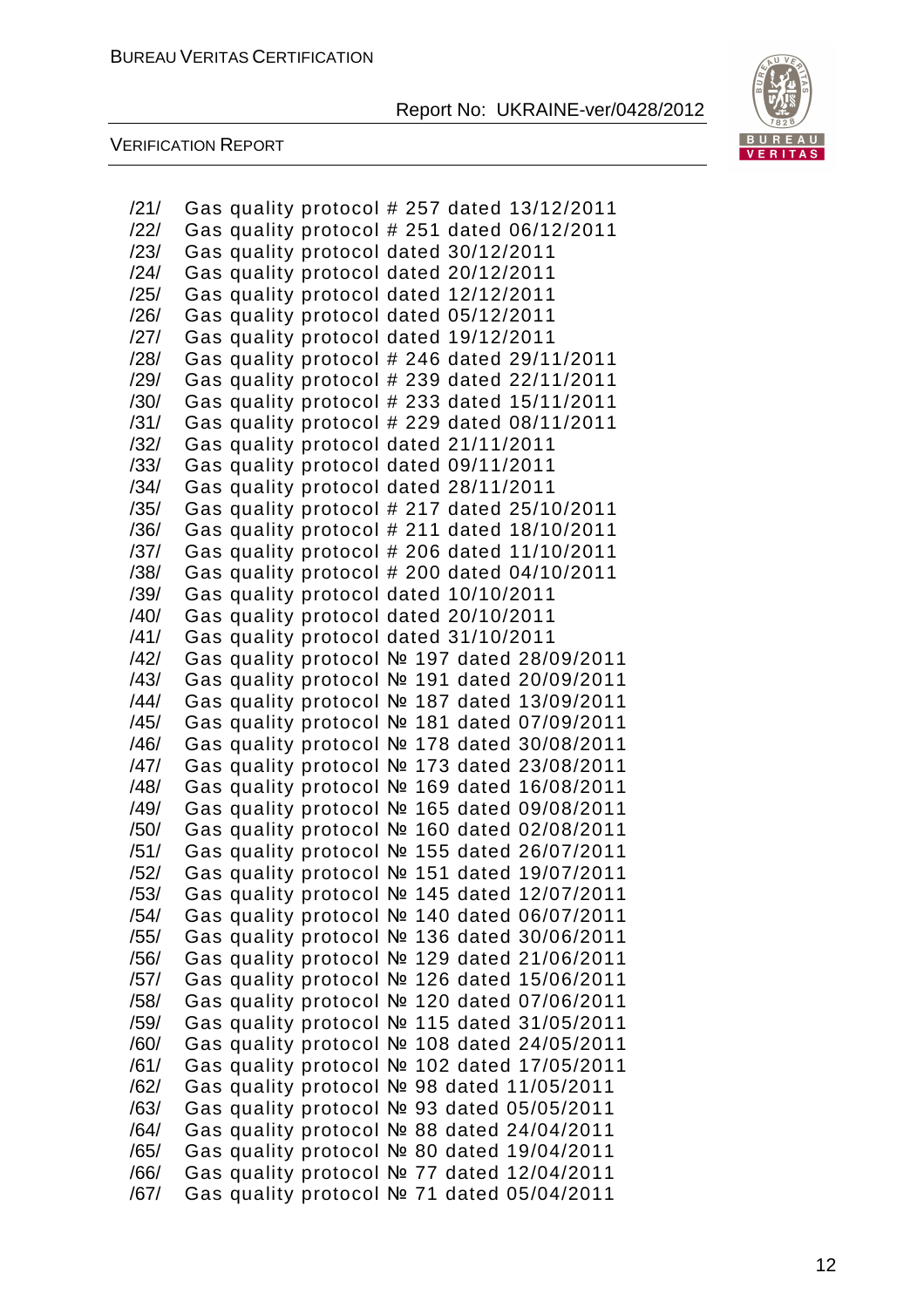/21/ Gas quality protocol # 257 dated 13/12/2011
/22/ Gas quality protocol # 251 dated 06/12/2011
/23/ Gas quality protocol dated 30/12/2011
/24/ Gas quality protocol dated 20/12/2011
/25/ Gas quality protocol dated 12/12/2011
/26/ Gas quality protocol dated 05/12/2011
/27/ Gas quality protocol dated 19/12/2011
/28/ Gas quality protocol # 246 dated 29/11/2011
/29/ Gas quality protocol # 239 dated 22/11/2011
/30/ Gas quality protocol # 233 dated 15/11/2011
/31/ Gas quality protocol # 229 dated 08/11/2011
/32/ Gas quality protocol dated 21/11/2011
/33/ Gas quality protocol dated 09/11/2011
/34/ Gas quality protocol dated 28/11/2011
/35/ Gas quality protocol # 217 dated 25/10/2011
/36/ Gas quality protocol # 211 dated 18/10/2011
/37/ Gas quality protocol # 206 dated 11/10/2011
/38/ Gas quality protocol # 200 dated 04/10/2011
/39/ Gas quality protocol dated 10/10/2011
/40/ Gas quality protocol dated 20/10/2011
/41/ Gas quality protocol dated 31/10/2011
/42/ Gas quality protocol № 197 dated 28/09/2011
/43/ Gas quality protocol № 191 dated 20/09/2011
/44/ Gas quality protocol № 187 dated 13/09/2011
/45/ Gas quality protocol № 181 dated 07/09/2011
/46/ Gas quality protocol № 178 dated 30/08/2011
/47/ Gas quality protocol № 173 dated 23/08/2011
/48/ Gas quality protocol № 169 dated 16/08/2011
/49/ Gas quality protocol № 165 dated 09/08/2011
/50/ Gas quality protocol № 160 dated 02/08/2011
/51/ Gas quality protocol № 155 dated 26/07/2011
/52/ Gas quality protocol № 151 dated 19/07/2011
/53/ Gas quality protocol № 145 dated 12/07/2011
/54/ Gas quality protocol № 140 dated 06/07/2011
/55/ Gas quality protocol № 136 dated 30/06/2011
/56/ Gas quality protocol № 129 dated 21/06/2011
/57/ Gas quality protocol № 126 dated 15/06/2011
/58/ Gas quality protocol № 120 dated 07/06/2011
/59/ Gas quality protocol № 115 dated 31/05/2011
/60/ Gas quality protocol № 108 dated 24/05/2011
/61/ Gas quality protocol № 102 dated 17/05/2011
/62/ Gas quality protocol № 98 dated 11/05/2011
/63/ Gas quality protocol № 93 dated 05/05/2011
/64/ Gas quality protocol № 88 dated 24/04/2011
/65/ Gas quality protocol № 80 dated 19/04/2011
/66/ Gas quality protocol № 77 dated 12/04/2011
/67/ Gas quality protocol № 71 dated 05/04/2011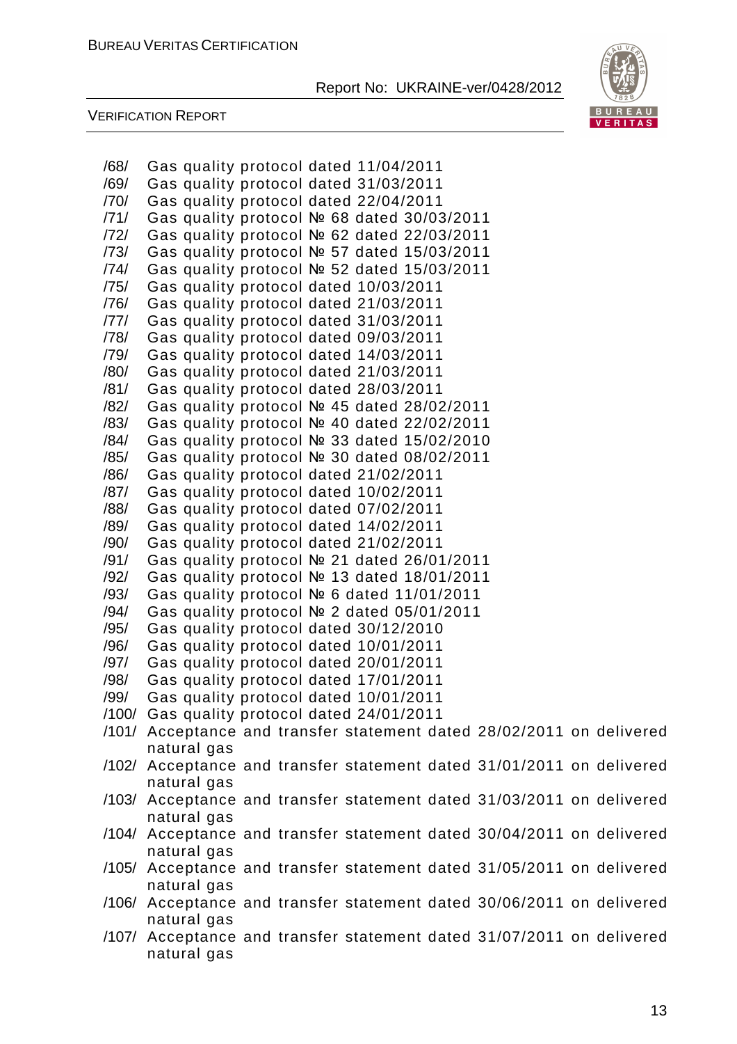/68/ Gas quality protocol dated 11/04/2011
/69/ Gas quality protocol dated 31/03/2011
/70/ Gas quality protocol dated 22/04/2011
/71/ Gas quality protocol № 68 dated 30/03/2011
/72/ Gas quality protocol № 62 dated 22/03/2011
/73/ Gas quality protocol № 57 dated 15/03/2011
/74/ Gas quality protocol № 52 dated 15/03/2011
/75/ Gas quality protocol dated 10/03/2011
/76/ Gas quality protocol dated 21/03/2011
/77/ Gas quality protocol dated 31/03/2011
/78/ Gas quality protocol dated 09/03/2011
/79/ Gas quality protocol dated 14/03/2011
/80/ Gas quality protocol dated 21/03/2011
/81/ Gas quality protocol dated 28/03/2011
/82/ Gas quality protocol № 45 dated 28/02/2011
/83/ Gas quality protocol № 40 dated 22/02/2011
/84/ Gas quality protocol № 33 dated 15/02/2010
/85/ Gas quality protocol № 30 dated 08/02/2011
/86/ Gas quality protocol dated 21/02/2011
/87/ Gas quality protocol dated 10/02/2011
/88/ Gas quality protocol dated 07/02/2011
/89/ Gas quality protocol dated 14/02/2011
/90/ Gas quality protocol dated 21/02/2011
/91/ Gas quality protocol № 21 dated 26/01/2011
/92/ Gas quality protocol № 13 dated 18/01/2011
/93/ Gas quality protocol № 6 dated 11/01/2011
/94/ Gas quality protocol № 2 dated 05/01/2011
/95/ Gas quality protocol dated 30/12/2010
/96/ Gas quality protocol dated 10/01/2011
/97/ Gas quality protocol dated 20/01/2011
/98/ Gas quality protocol dated 17/01/2011
/99/ Gas quality protocol dated 10/01/2011
/100/ Gas quality protocol dated 24/01/2011
/101/ Acceptance and transfer statement dated 28/02/2011 on delivered natural gas
/102/ Acceptance and transfer statement dated 31/01/2011 on delivered natural gas
/103/ Acceptance and transfer statement dated 31/03/2011 on delivered natural gas
/104/ Acceptance and transfer statement dated 30/04/2011 on delivered natural gas
/105/ Acceptance and transfer statement dated 31/05/2011 on delivered natural gas
/106/ Acceptance and transfer statement dated 30/06/2011 on delivered natural gas
/107/ Acceptance and transfer statement dated 31/07/2011 on delivered natural gas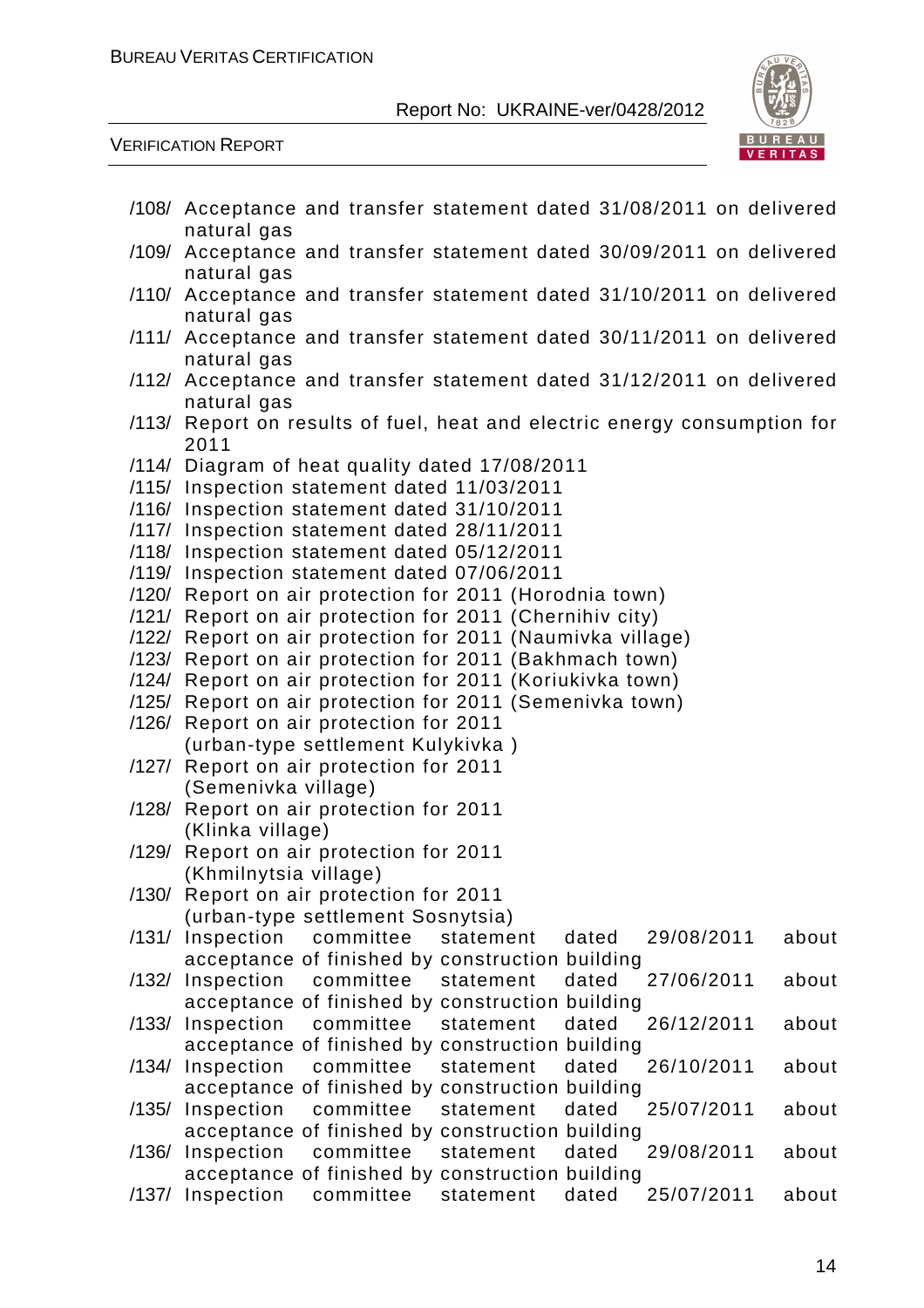/108/ Acceptance and transfer statement dated 31/08/2011 on delivered natural gas
/109/ Acceptance and transfer statement dated 30/09/2011 on delivered natural gas
/110/ Acceptance and transfer statement dated 31/10/2011 on delivered natural gas
/111/ Acceptance and transfer statement dated 30/11/2011 on delivered natural gas
/112/ Acceptance and transfer statement dated 31/12/2011 on delivered natural gas
/113/ Report on results of fuel, heat and electric energy consumption for 2011
/114/ Diagram of heat quality dated 17/08/2011
/115/ Inspection statement dated 11/03/2011
/116/ Inspection statement dated 31/10/2011
/117/ Inspection statement dated 28/11/2011
/118/ Inspection statement dated 05/12/2011
/119/ Inspection statement dated 07/06/2011
/120/ Report on air protection for 2011 (Horodnia town)
/121/ Report on air protection for 2011 (Chernihiv city)
/122/ Report on air protection for 2011 (Naumivka village)
/123/ Report on air protection for 2011 (Bakhmach town)
/124/ Report on air protection for 2011 (Koriukivka town)
/125/ Report on air protection for 2011 (Semenivka town)
/126/ Report on air protection for 2011 (urban-type settlement Kulykivka )
/127/ Report on air protection for 2011 (Semenivka village)
/128/ Report on air protection for 2011 (Klinka village)
/129/ Report on air protection for 2011 (Khmilnytsia village)
/130/ Report on air protection for 2011 (urban-type settlement Sosnytsia)
/131/ Inspection committee statement dated 29/08/2011 about acceptance of finished by construction building
/132/ Inspection committee statement dated 27/06/2011 about acceptance of finished by construction building
/133/ Inspection committee statement dated 26/12/2011 about acceptance of finished by construction building
/134/ Inspection committee statement dated 26/10/2011 about acceptance of finished by construction building
/135/ Inspection committee statement dated 25/07/2011 about acceptance of finished by construction building
/136/ Inspection committee statement dated 29/08/2011 about acceptance of finished by construction building
/137/ Inspection committee statement dated 25/07/2011 about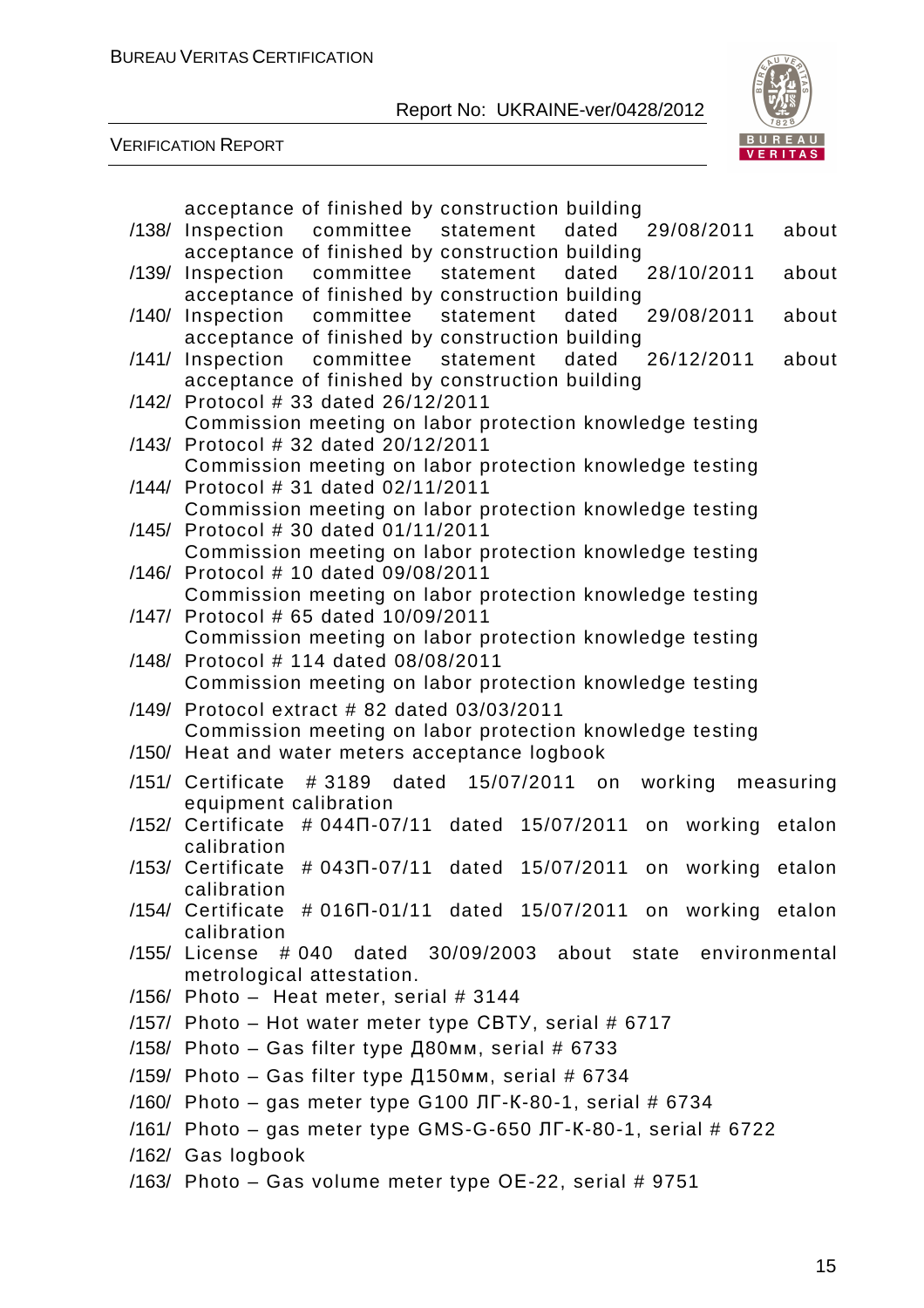acceptance of finished by construction building

/138/ Inspection committee statement dated 29/08/2011 about acceptance of finished by construction building

/139/ Inspection committee statement dated 28/10/2011 about acceptance of finished by construction building

/140/ Inspection committee statement dated 29/08/2011 about acceptance of finished by construction building

/141/ Inspection committee statement dated 26/12/2011 about acceptance of finished by construction building

/142/ Protocol # 33 dated 26/12/2011 Commission meeting on labor protection knowledge testing

/143/ Protocol # 32 dated 20/12/2011 Commission meeting on labor protection knowledge testing

/144/ Protocol # 31 dated 02/11/2011 Commission meeting on labor protection knowledge testing

/145/ Protocol # 30 dated 01/11/2011 Commission meeting on labor protection knowledge testing

/146/ Protocol # 10 dated 09/08/2011 Commission meeting on labor protection knowledge testing

/147/ Protocol # 65 dated 10/09/2011 Commission meeting on labor protection knowledge testing

/148/ Protocol # 114 dated 08/08/2011 Commission meeting on labor protection knowledge testing

/149/ Protocol extract # 82 dated 03/03/2011 Commission meeting on labor protection knowledge testing

/150/ Heat and water meters acceptance logbook

/151/ Certificate # 3189 dated 15/07/2011 on working measuring equipment calibration

/152/ Certificate # 044П-07/11 dated 15/07/2011 on working etalon calibration

/153/ Certificate # 043П-07/11 dated 15/07/2011 on working etalon calibration

/154/ Certificate # 016П-01/11 dated 15/07/2011 on working etalon calibration

/155/ License # 040 dated 30/09/2003 about state environmental metrological attestation.

/156/ Photo – Heat meter, serial # 3144

/157/ Photo – Hot water meter type СВТУ, serial # 6717

/158/ Photo – Gas filter type Д80мм, serial # 6733

/159/ Photo – Gas filter type Д150мм, serial # 6734

/160/ Photo – gas meter type G100 ЛГ-К-80-1, serial # 6734

/161/ Photo – gas meter type GMS-G-650 ЛГ-К-80-1, serial # 6722

/162/ Gas logbook

/163/ Photo – Gas volume meter type ОЕ-22, serial # 9751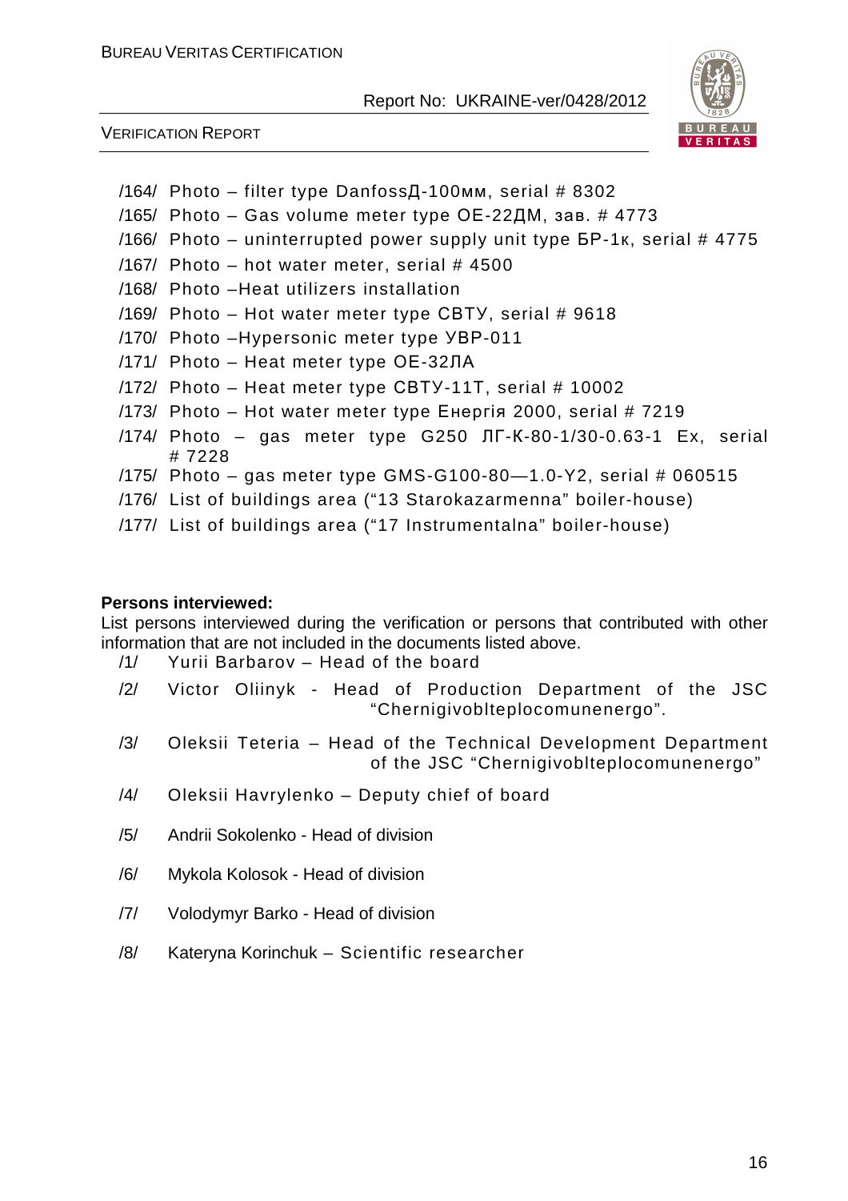/164/ Photo – filter type DanfossД-100мм, serial # 8302

/165/ Photo – Gas volume meter type ОЕ-22ДМ, зав. # 4773

/166/ Photo – uninterrupted power supply unit type БР-1к, serial # 4775

/167/ Photo – hot water meter, serial # 4500

/168/ Photo –Heat utilizers installation

/169/ Photo – Hot water meter type СВТУ, serial # 9618

/170/ Photo –Hypersonic meter type УВР-011

/171/ Photo – Heat meter type ОЕ-32ЛА

/172/ Photo – Heat meter type СВТУ-11Т, serial # 10002

/173/ Photo – Hot water meter type Енергія 2000, serial # 7219

/174/ Photo – gas meter type G250 ЛГ-К-80-1/30-0.63-1 Ex, serial # 7228

/175/ Photo – gas meter type GMS-G100-80—1.0-Y2, serial # 060515

/176/ List of buildings area ("13 Starokazarmenna" boiler-house)

/177/ List of buildings area ("17 Instrumentalna" boiler-house)

**Persons interviewed:**

List persons interviewed during the verification or persons that contributed with other information that are not included in the documents listed above.

/1/ Yurii Barbarov – Head of the board

/2/ Victor Oliinyk - Head of Production Department of the JSC "Chernigivoblteplocomunenergo".

/3/ Oleksii Teteria – Head of the Technical Development Department of the JSC "Chernigivoblteplocomunenergo"

/4/ Oleksii Havrylenko – Deputy chief of board

/5/ Andrii Sokolenko - Head of division

/6/ Mykola Kolosok - Head of division

/7/ Volodymyr Barko - Head of division

/8/ Kateryna Korinchuk – Scientific researcher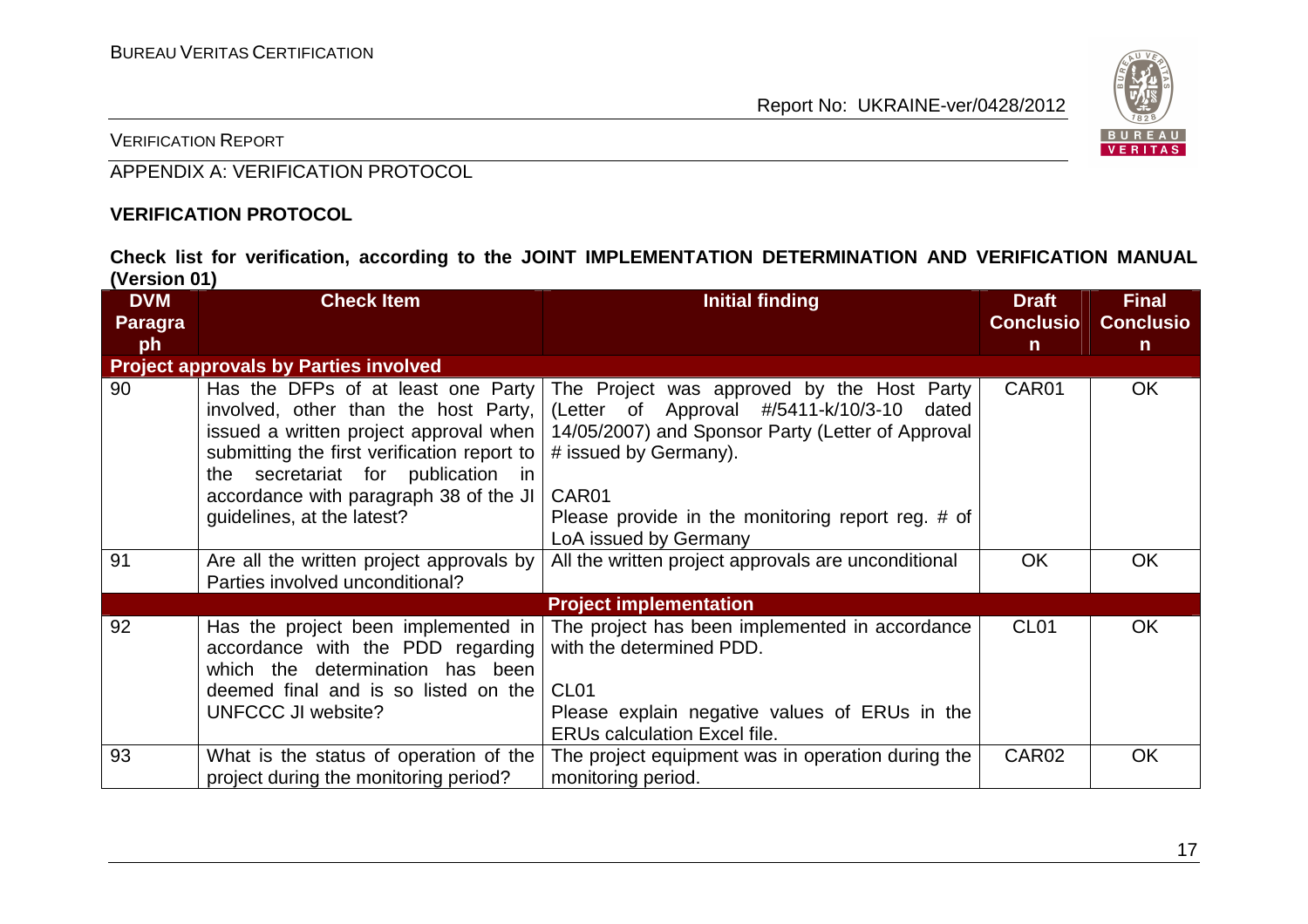VERIFICATION REPORT

APPENDIX A: VERIFICATION PROTOCOL

**VERIFICATION PROTOCOL**

**Check list for verification, according to the JOINT IMPLEMENTATION DETERMINATION AND VERIFICATION MANUAL (Version 01)**

| DVM Paragraph | Check Item | Initial finding | Draft Conclusion | Final Conclusion |
|---|---|---|---|---|
| **Project approvals by Parties involved** | | | | |
| 90 | Has the DFPs of at least one Party involved, other than the host Party, issued a written project approval when submitting the first verification report to the secretariat for publication in accordance with paragraph 38 of the JI guidelines, at the latest? | The Project was approved by the Host Party (Letter of Approval #/5411-k/10/3-10 dated 14/05/2007) and Sponsor Party (Letter of Approval # issued by Germany).<br><br>CAR01<br>Please provide in the monitoring report reg. # of LoA issued by Germany | CAR01 | OK |
| 91 | Are all the written project approvals by Parties involved unconditional? | All the written project approvals are unconditional | OK | OK |
| **Project implementation** | | | | |
| 92 | Has the project been implemented in accordance with the PDD regarding which the determination has been deemed final and is so listed on the UNFCCC JI website? | The project has been implemented in accordance with the determined PDD.<br><br>CL01<br>Please explain negative values of ERUs in the ERUs calculation Excel file. | CL01 | OK |
| 93 | What is the status of operation of the project during the monitoring period? | The project equipment was in operation during the monitoring period. | CAR02 | OK |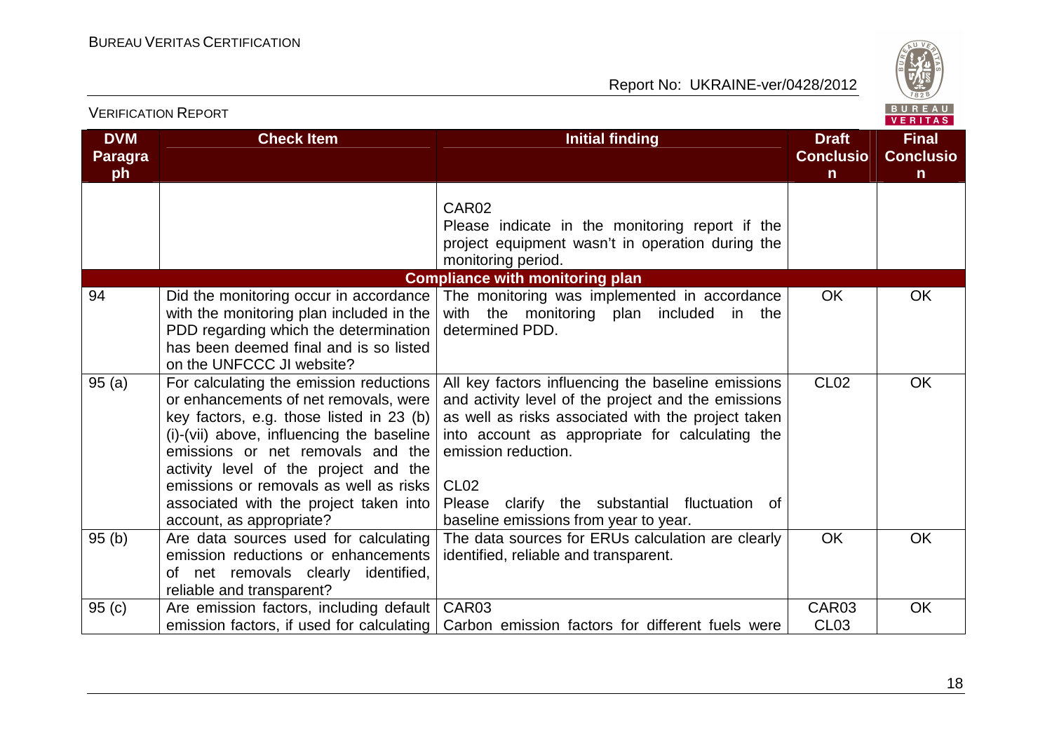| DVM Paragraph | Check Item | Initial finding | Draft Conclusion | Final Conclusion |
|---|---|---|---|---|
| | | CAR02<br>Please indicate in the monitoring report if the project equipment wasn't in operation during the monitoring period. | | |
| **Compliance with monitoring plan** | | | | |
| 94 | Did the monitoring occur in accordance with the monitoring plan included in the PDD regarding which the determination has been deemed final and is so listed on the UNFCCC JI website? | The monitoring was implemented in accordance with the monitoring plan included in the determined PDD. | OK | OK |
| 95 (a) | For calculating the emission reductions or enhancements of net removals, were key factors, e.g. those listed in 23 (b) (i)-(vii) above, influencing the baseline emissions or net removals and the activity level of the project and the emissions or removals as well as risks associated with the project taken into account, as appropriate? | All key factors influencing the baseline emissions and activity level of the project and the emissions as well as risks associated with the project taken into account as appropriate for calculating the emission reduction.<br><br>CL02<br>Please clarify the substantial fluctuation of baseline emissions from year to year. | CL02 | OK |
| 95 (b) | Are data sources used for calculating emission reductions or enhancements of net removals clearly identified, reliable and transparent? | The data sources for ERUs calculation are clearly identified, reliable and transparent. | OK | OK |
| 95 (c) | Are emission factors, including default emission factors, if used for calculating | CAR03<br>Carbon emission factors for different fuels were | CAR03<br>CL03 | OK |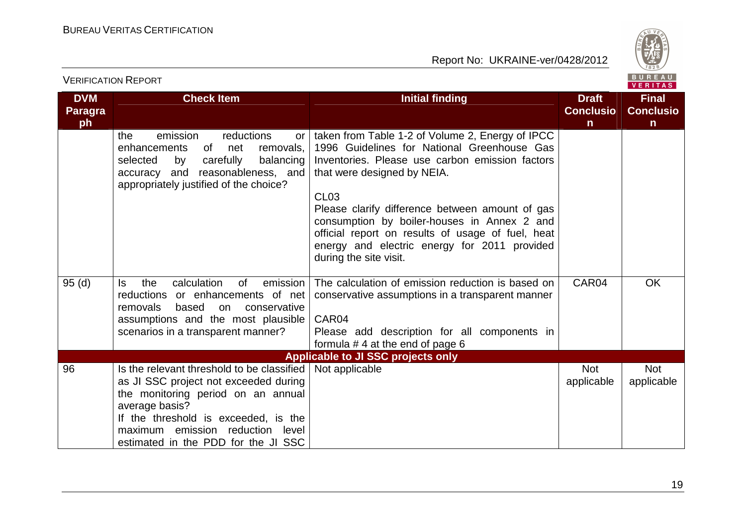| DVM Paragraph | Check Item | Initial finding | Draft Conclusion | Final Conclusion |
| --- | --- | --- | --- | --- |
| | the emission reductions or enhancements of net removals, selected by carefully balancing accuracy and reasonableness, and appropriately justified of the choice? | taken from Table 1-2 of Volume 2, Energy of IPCC 1996 Guidelines for National Greenhouse Gas Inventories. Please use carbon emission factors that were designed by NEIA.<br><br>CL03<br>Please clarify difference between amount of gas consumption by boiler-houses in Annex 2 and official report on results of usage of fuel, heat energy and electric energy for 2011 provided during the site visit. | | |
| 95 (d) | Is the calculation of emission reductions or enhancements of net removals based on conservative assumptions and the most plausible scenarios in a transparent manner? | The calculation of emission reduction is based on conservative assumptions in a transparent manner<br><br>CAR04<br>Please add description for all components in formula # 4 at the end of page 6 | CAR04 | OK |
| **Applicable to JI SSC projects only** | | | | |
| 96 | Is the relevant threshold to be classified as JI SSC project not exceeded during the monitoring period on an annual average basis?<br>If the threshold is exceeded, is the maximum emission reduction level estimated in the PDD for the JI SSC | Not applicable | Not applicable | Not applicable |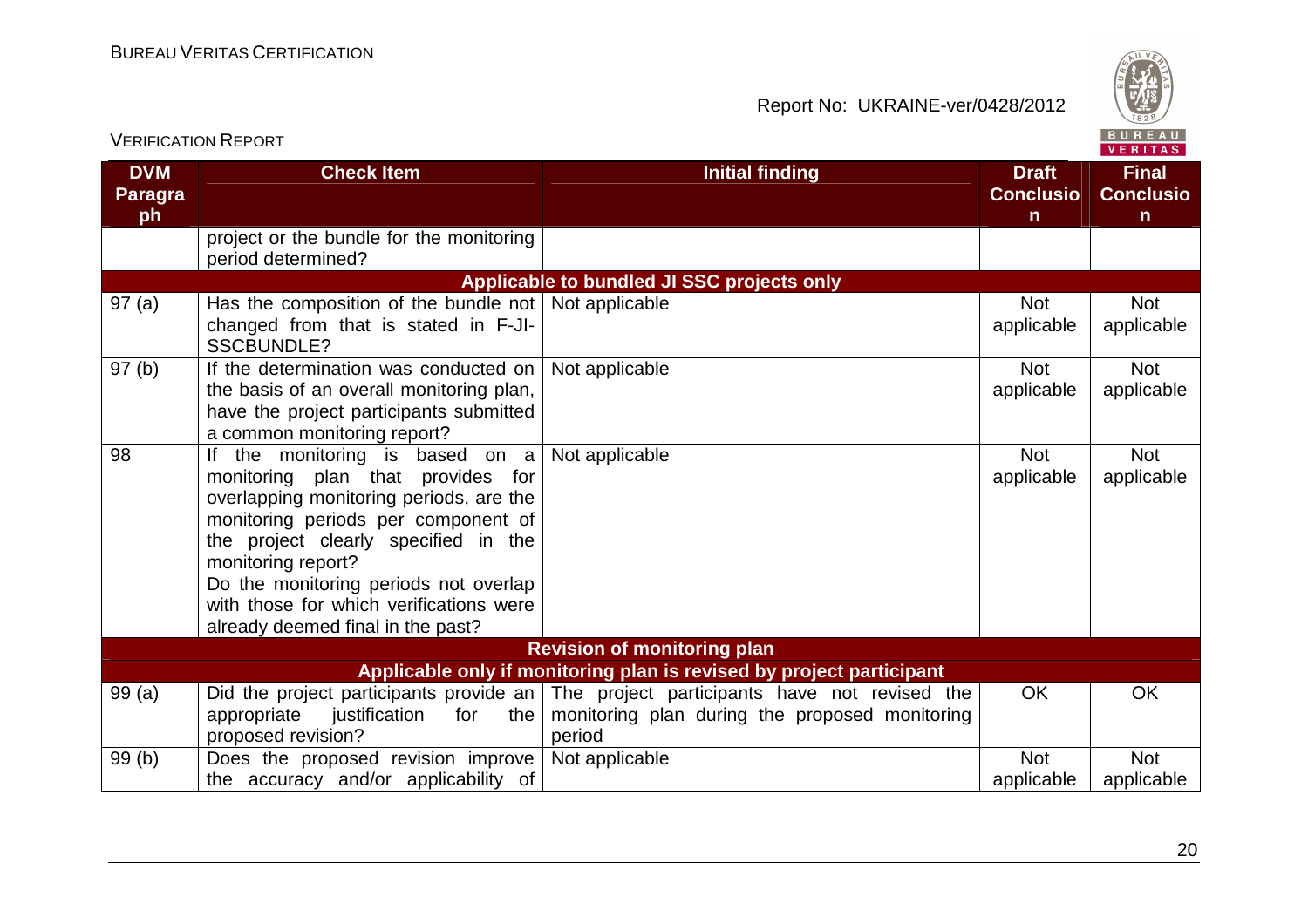| DVM Paragraph | Check Item | Initial finding | Draft Conclusion | Final Conclusion |
|---|---|---|---|---|
| | project or the bundle for the monitoring period determined? | | | |
| **Applicable to bundled JI SSC projects only** | | | | |
| 97 (a) | Has the composition of the bundle not changed from that is stated in F-JI-SSCBUNDLE? | Not applicable | Not applicable | Not applicable |
| 97 (b) | If the determination was conducted on the basis of an overall monitoring plan, have the project participants submitted a common monitoring report? | Not applicable | Not applicable | Not applicable |
| 98 | If the monitoring is based on a monitoring plan that provides for overlapping monitoring periods, are the monitoring periods per component of the project clearly specified in the monitoring report? Do the monitoring periods not overlap with those for which verifications were already deemed final in the past? | Not applicable | Not applicable | Not applicable |
| **Revision of monitoring plan** | | | | |
| **Applicable only if monitoring plan is revised by project participant** | | | | |
| 99 (a) | Did the project participants provide an appropriate justification for the proposed revision? | The project participants have not revised the monitoring plan during the proposed monitoring period | OK | OK |
| 99 (b) | Does the proposed revision improve the accuracy and/or applicability of | Not applicable | Not applicable | Not applicable |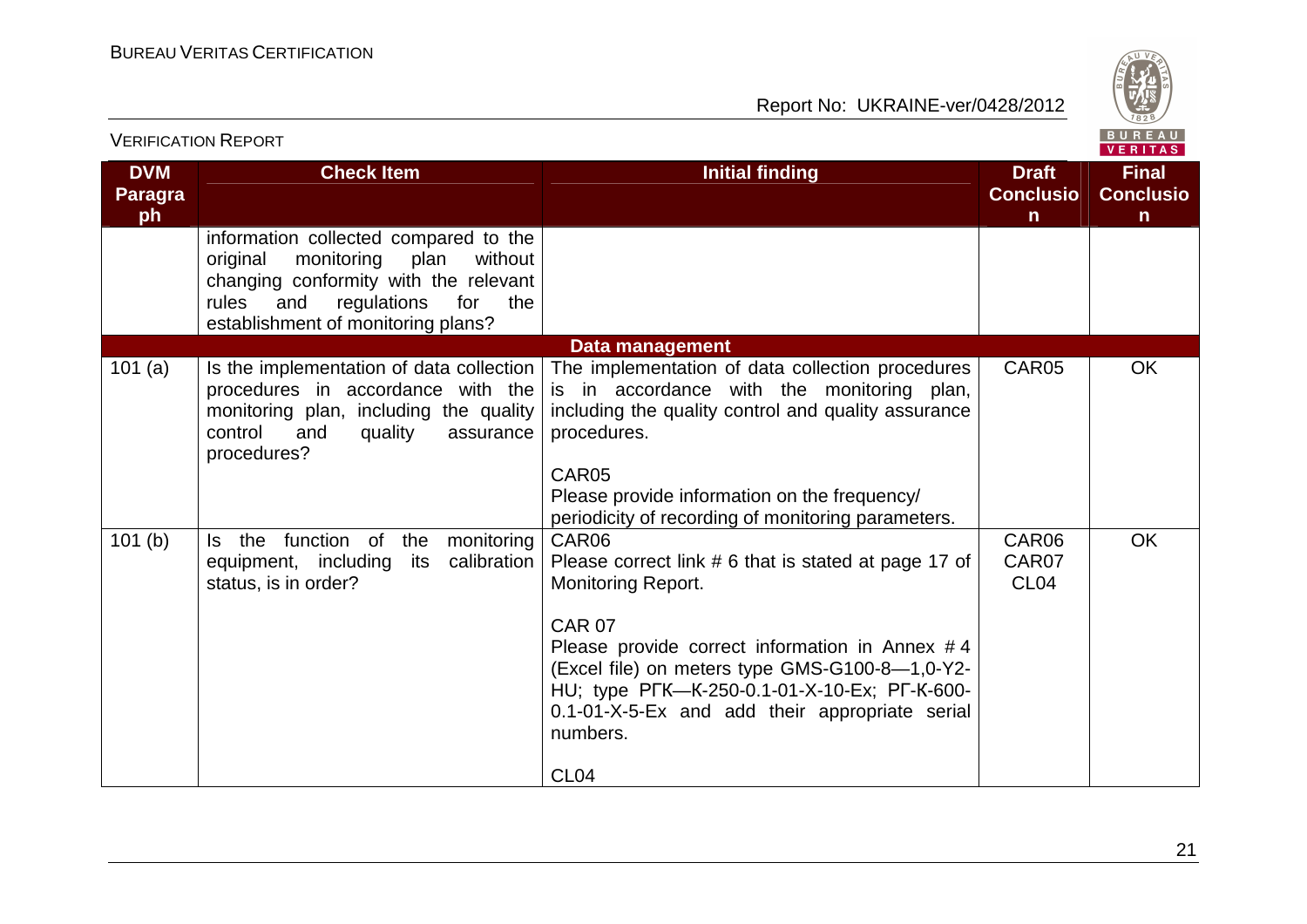| DVM Paragraph | Check Item | Initial finding | Draft Conclusion | Final Conclusion |
|---|---|---|---|---|
| | information collected compared to the original monitoring plan without changing conformity with the relevant rules and regulations for the establishment of monitoring plans? | | | |
| | | **Data management** | | |
| 101 (a) | Is the implementation of data collection procedures in accordance with the monitoring plan, including the quality control and quality assurance procedures? | The implementation of data collection procedures is in accordance with the monitoring plan, including the quality control and quality assurance procedures.<br><br>CAR05<br>Please provide information on the frequency/ periodicity of recording of monitoring parameters. | CAR05 | OK |
| 101 (b) | Is the function of the monitoring equipment, including its calibration status, is in order? | CAR06<br>Please correct link # 6 that is stated at page 17 of Monitoring Report.<br><br>CAR 07<br>Please provide correct information in Annex # 4 (Excel file) on meters type GMS-G100-8—1,0-Y2-HU; type РГК—К-250-0.1-01-Х-10-Ех; РГ-К-600-0.1-01-Х-5-Ех and add their appropriate serial numbers.<br><br>CL04 | CAR06<br>CAR07<br>CL04 | OK |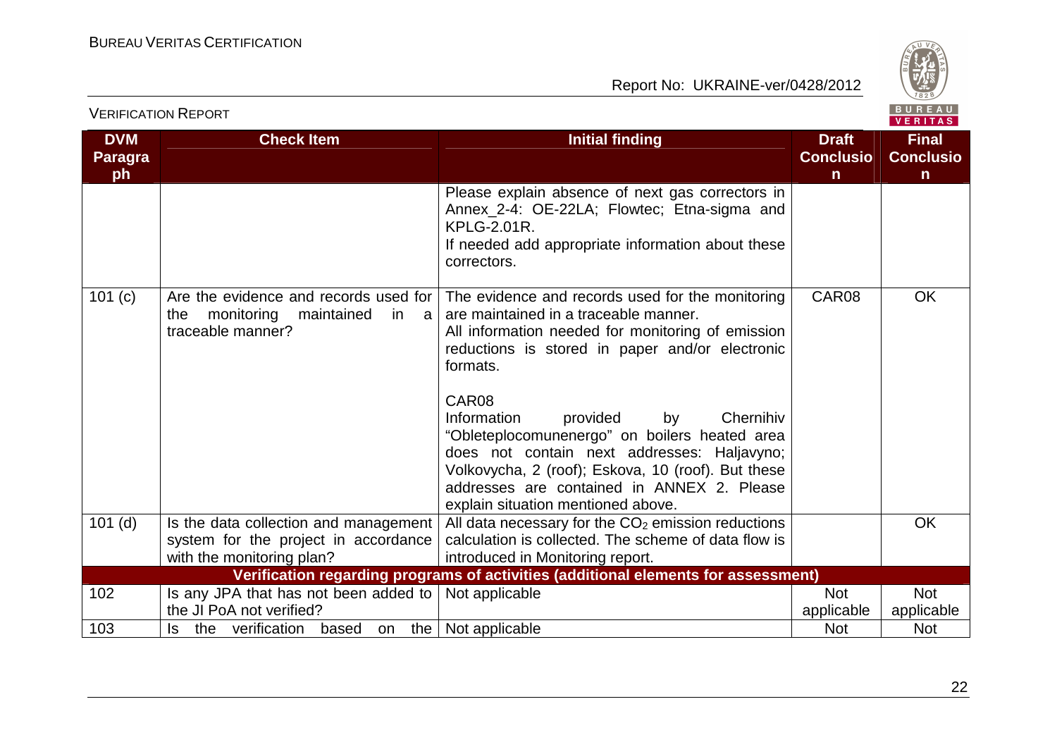| DVM Paragraph | Check Item | Initial finding | Draft Conclusion | Final Conclusion |
|---|---|---|---|---|
| | | Please explain absence of next gas correctors in Annex_2-4: OE-22LA; Flowtec; Etna-sigma and KPLG-2.01R. If needed add appropriate information about these correctors. | | |
| 101 (c) | Are the evidence and records used for the monitoring maintained in a traceable manner? | The evidence and records used for the monitoring are maintained in a traceable manner. All information needed for monitoring of emission reductions is stored in paper and/or electronic formats. CAR08 Information provided by Chernihiv "Obleteplocomunenergo" on boilers heated area does not contain next addresses: Haljavyno; Volkovycha, 2 (roof); Eskova, 10 (roof). But these addresses are contained in ANNEX 2. Please explain situation mentioned above. | CAR08 | OK |
| 101 (d) | Is the data collection and management system for the project in accordance with the monitoring plan? | All data necessary for the $CO_2$ emission reductions calculation is collected. The scheme of data flow is introduced in Monitoring report. | | OK |
| **Verification regarding programs of activities (additional elements for assessment)** | | | | |
| 102 | Is any JPA that has not been added to the JI PoA not verified? | Not applicable | Not applicable | Not applicable |
| 103 | Is the verification based on the | Not applicable | Not | Not |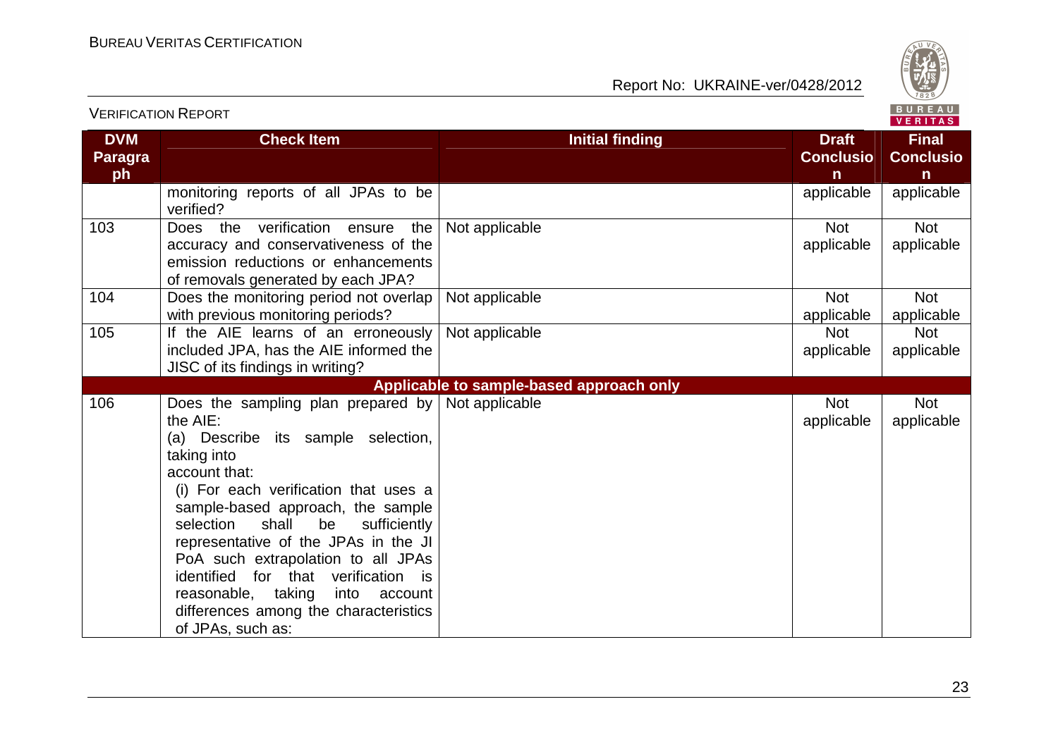| DVM Paragraph | Check Item | Initial finding | Draft Conclusion | Final Conclusion |
|---|---|---|---|---|
| | monitoring reports of all JPAs to be verified? | | applicable | applicable |
| 103 | Does the verification ensure the accuracy and conservativeness of the emission reductions or enhancements of removals generated by each JPA? | Not applicable | Not applicable | Not applicable |
| 104 | Does the monitoring period not overlap with previous monitoring periods? | Not applicable | Not applicable | Not applicable |
| 105 | If the AIE learns of an erroneously included JPA, has the AIE informed the JISC of its findings in writing? | Not applicable | Not applicable | Not applicable |
| **Applicable to sample-based approach only** | | | | |
| 106 | Does the sampling plan prepared by the AIE:<br>(a) Describe its sample selection, taking into account that:<br>(i) For each verification that uses a sample-based approach, the sample selection shall be sufficiently representative of the JPAs in the JI PoA such extrapolation to all JPAs identified for that verification is reasonable, taking into account differences among the characteristics of JPAs, such as: | Not applicable | Not applicable | Not applicable |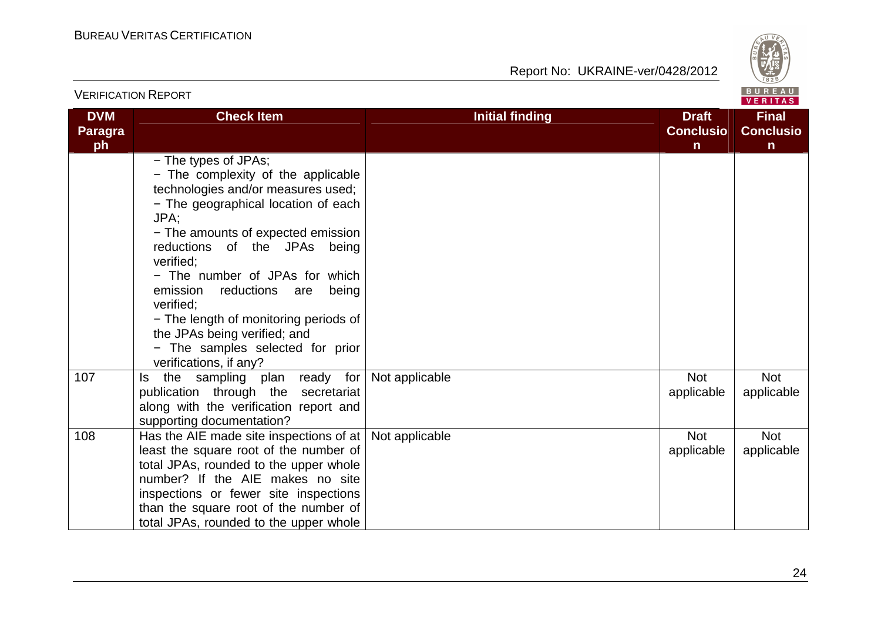| DVM Paragraph | Check Item | Initial finding | Draft Conclusion | Final Conclusion |
|---|---|---|---|---|
| | − The types of JPAs;<br>− The complexity of the applicable technologies and/or measures used;<br>− The geographical location of each JPA;<br>− The amounts of expected emission reductions of the JPAs being verified;<br>− The number of JPAs for which emission reductions are being verified;<br>− The length of monitoring periods of the JPAs being verified; and<br>− The samples selected for prior verifications, if any? | | | |
| 107 | Is the sampling plan ready for publication through the secretariat along with the verification report and supporting documentation? | Not applicable | Not applicable | Not applicable |
| 108 | Has the AIE made site inspections of at least the square root of the number of total JPAs, rounded to the upper whole number? If the AIE makes no site inspections or fewer site inspections than the square root of the number of total JPAs, rounded to the upper whole | Not applicable | Not applicable | Not applicable |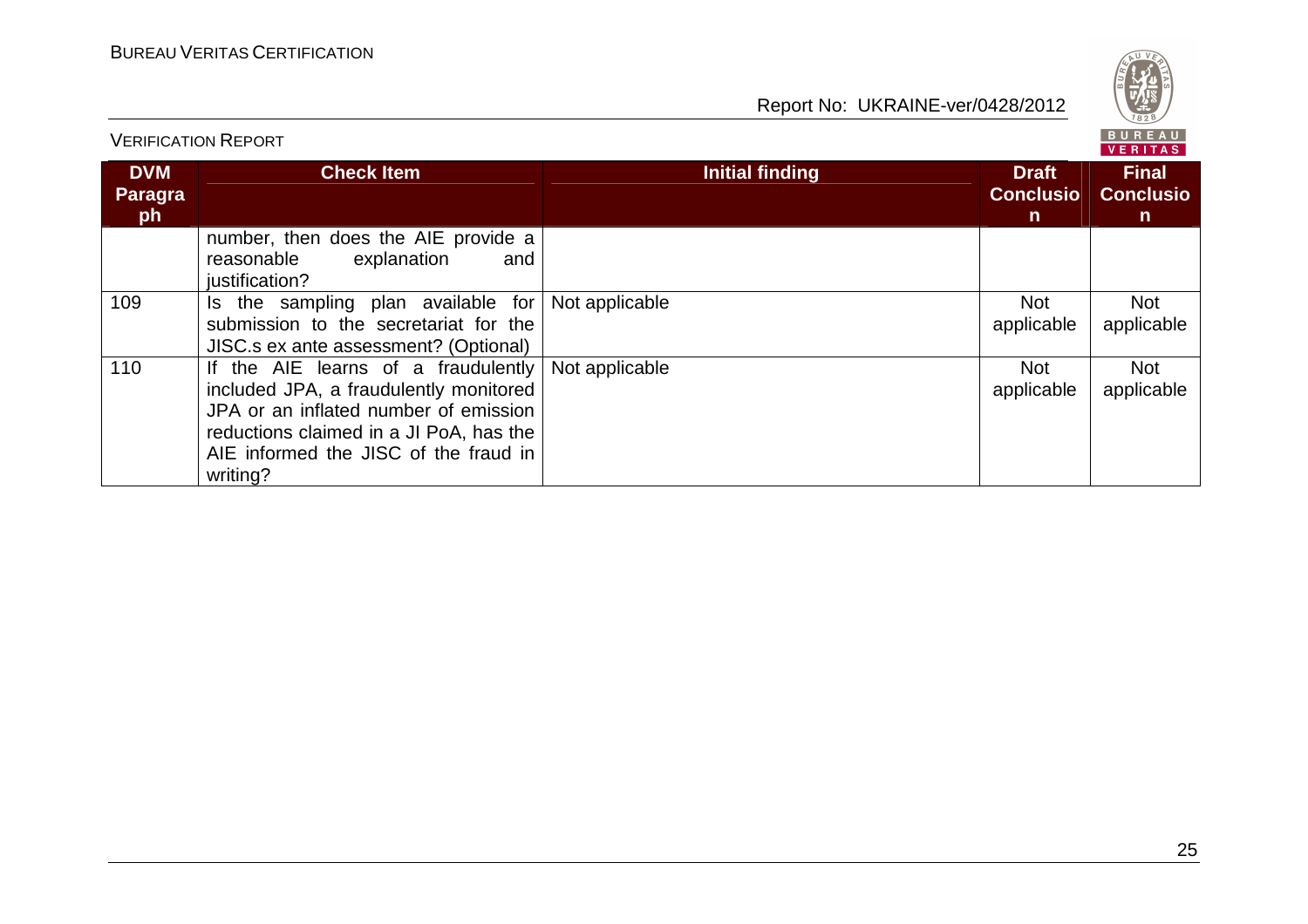| DVM Paragraph | Check Item | Initial finding | Draft Conclusion | Final Conclusion |
|---|---|---|---|---|
| | number, then does the AIE provide a reasonable explanation and justification? | | | |
| 109 | Is the sampling plan available for submission to the secretariat for the JISC.s ex ante assessment? (Optional) | Not applicable | Not applicable | Not applicable |
| 110 | If the AIE learns of a fraudulently included JPA, a fraudulently monitored JPA or an inflated number of emission reductions claimed in a JI PoA, has the AIE informed the JISC of the fraud in writing? | Not applicable | Not applicable | Not applicable |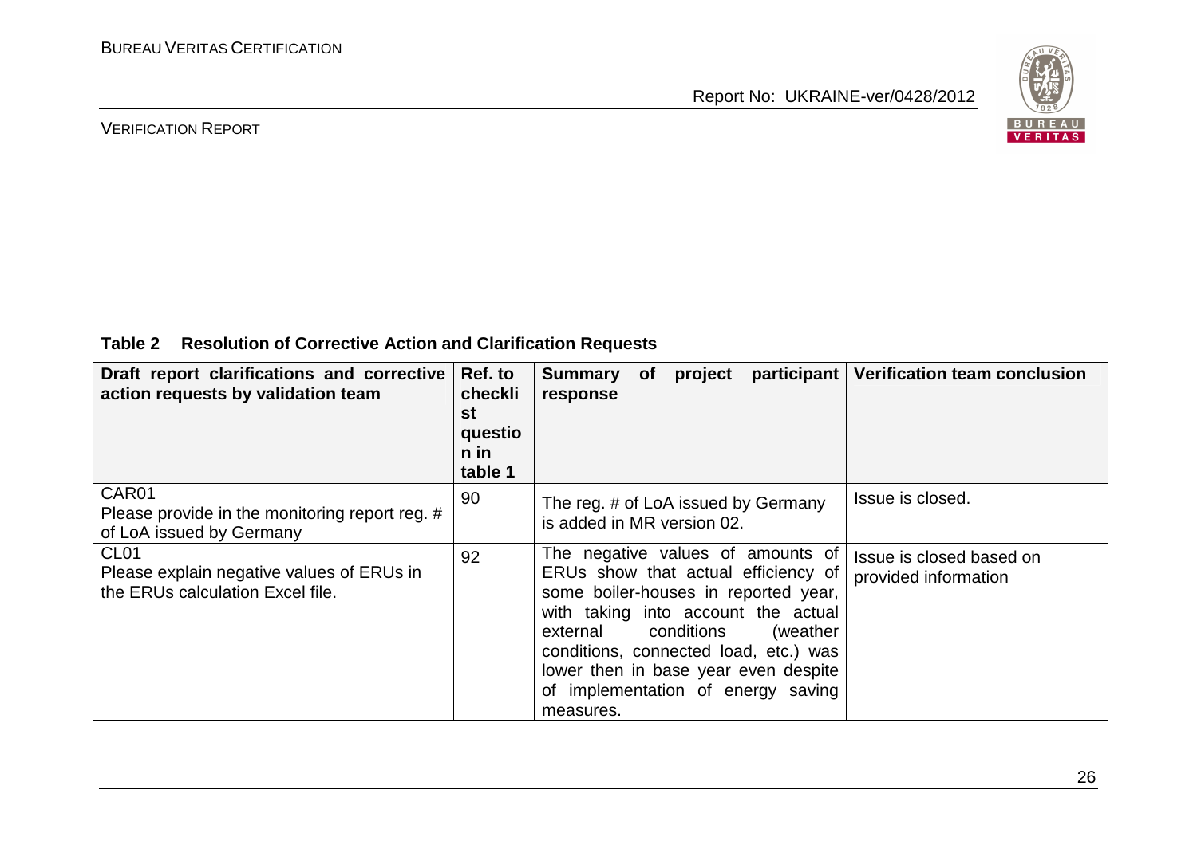**Table 2 Resolution of Corrective Action and Clarification Requests**

| Draft report clarifications and corrective action requests by validation team | Ref. to checklist question in table 1 | Summary of project participant response | Verification team conclusion |
|---|---|---|---|
| CAR01<br>Please provide in the monitoring report reg. # of LoA issued by Germany | 90 | The reg. # of LoA issued by Germany is added in MR version 02. | Issue is closed. |
| CL01<br>Please explain negative values of ERUs in the ERUs calculation Excel file. | 92 | The negative values of amounts of ERUs show that actual efficiency of some boiler-houses in reported year, with taking into account the actual external conditions (weather conditions, connected load, etc.) was lower then in base year even despite of implementation of energy saving measures. | Issue is closed based on provided information |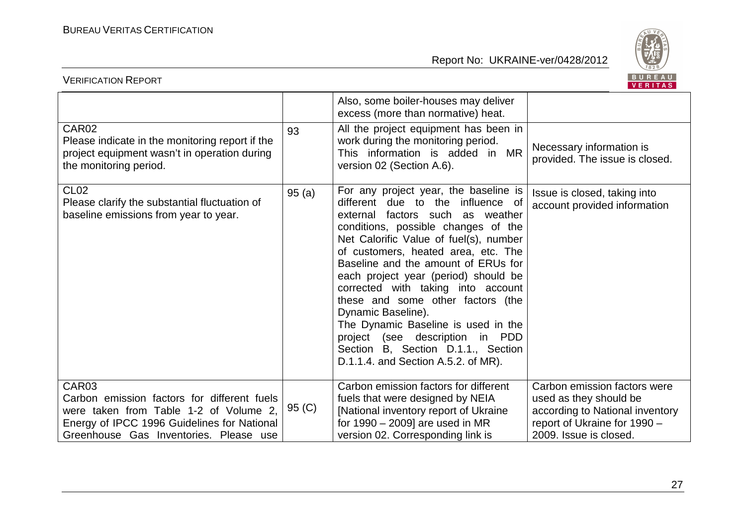| | | | |
|---|---|---|---|
| | | Also, some boiler-houses may deliver excess (more than normative) heat. | |
| CAR02<br>Please indicate in the monitoring report if the project equipment wasn't in operation during the monitoring period. | 93 | All the project equipment has been in work during the monitoring period.<br>This information is added in MR version 02 (Section A.6). | Necessary information is provided. The issue is closed. |
| CL02<br>Please clarify the substantial fluctuation of baseline emissions from year to year. | 95 (a) | For any project year, the baseline is different due to the influence of external factors such as weather conditions, possible changes of the Net Calorific Value of fuel(s), number of customers, heated area, etc. The Baseline and the amount of ERUs for each project year (period) should be corrected with taking into account these and some other factors (the Dynamic Baseline).<br>The Dynamic Baseline is used in the project (see description in PDD Section B, Section D.1.1., Section D.1.1.4. and Section A.5.2. of MR). | Issue is closed, taking into account provided information |
| CAR03<br>Carbon emission factors for different fuels were taken from Table 1-2 of Volume 2, Energy of IPCC 1996 Guidelines for National Greenhouse Gas Inventories. Please use | 95 (C) | Carbon emission factors for different fuels that were designed by NEIA [National inventory report of Ukraine for 1990 – 2009] are used in MR version 02. Corresponding link is | Carbon emission factors were used as they should be according to National inventory report of Ukraine for 1990 – 2009. Issue is closed. |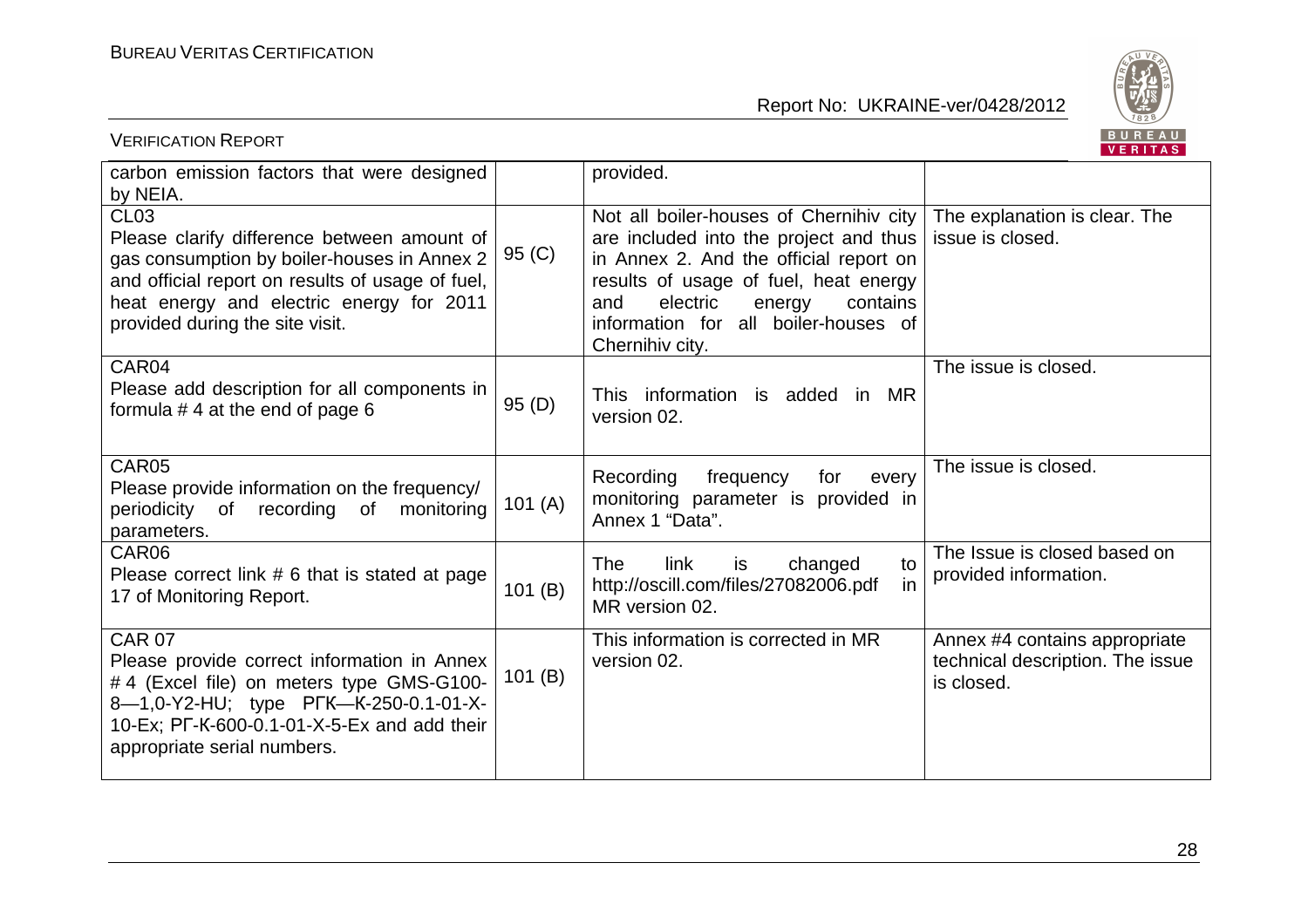| | | | |
|---|---|---|---|
| carbon emission factors that were designed by NEIA. | | provided. | |
| CL03<br>Please clarify difference between amount of gas consumption by boiler-houses in Annex 2 and official report on results of usage of fuel, heat energy and electric energy for 2011 provided during the site visit. | 95 (C) | Not all boiler-houses of Chernihiv city are included into the project and thus in Annex 2. And the official report on results of usage of fuel, heat energy and electric energy contains information for all boiler-houses of Chernihiv city. | The explanation is clear. The issue is closed. |
| CAR04<br>Please add description for all components in formula # 4 at the end of page 6 | 95 (D) | This information is added in MR version 02. | The issue is closed. |
| CAR05<br>Please provide information on the frequency/ periodicity of recording of monitoring parameters. | 101 (A) | Recording frequency for every monitoring parameter is provided in Annex 1 "Data". | The issue is closed. |
| CAR06<br>Please correct link # 6 that is stated at page 17 of Monitoring Report. | 101 (B) | The link is changed to http://oscill.com/files/27082006.pdf in MR version 02. | The Issue is closed based on provided information. |
| CAR 07<br>Please provide correct information in Annex # 4 (Excel file) on meters type GMS-G100-8—1,0-Y2-HU; type РГК—К-250-0.1-01-X-10-Ex; РГ-К-600-0.1-01-X-5-Ex and add their appropriate serial numbers. | 101 (B) | This information is corrected in MR version 02. | Annex #4 contains appropriate technical description. The issue is closed. |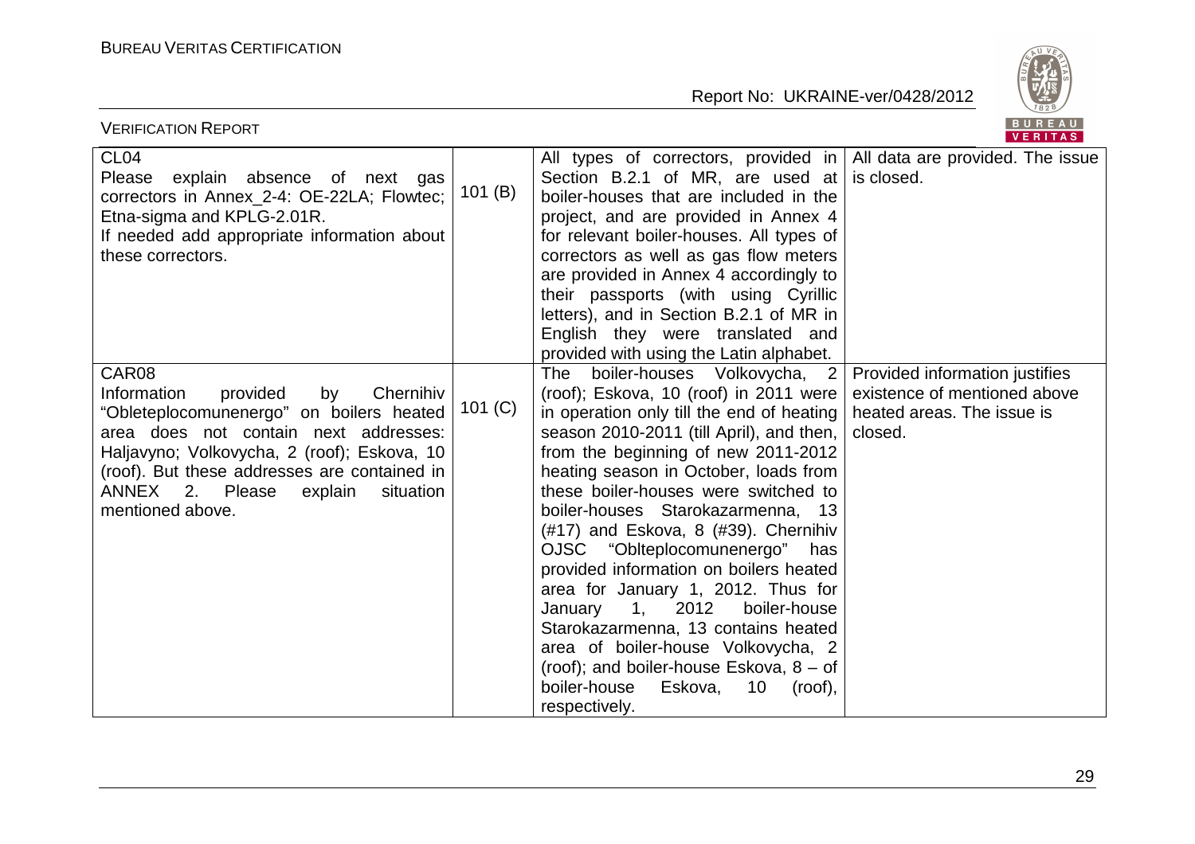| | | | |
|---|---|---|---|
| CL04<br>Please explain absence of next gas correctors in Annex_2-4: OE-22LA; Flowtec; Etna-sigma and KPLG-2.01R.<br>If needed add appropriate information about these correctors. | 101 (B) | All types of correctors, provided in Section B.2.1 of MR, are used at boiler-houses that are included in the project, and are provided in Annex 4 for relevant boiler-houses. All types of correctors as well as gas flow meters are provided in Annex 4 accordingly to their passports (with using Cyrillic letters), and in Section B.2.1 of MR in English they were translated and provided with using the Latin alphabet. | All data are provided. The issue is closed. |
| CAR08<br>Information provided by Chernihiv "Obleteplocomunenergo" on boilers heated area does not contain next addresses: Haljavyno; Volkovycha, 2 (roof); Eskova, 10 (roof). But these addresses are contained in ANNEX 2. Please explain situation mentioned above. | 101 (C) | The boiler-houses Volkovycha, 2 (roof); Eskova, 10 (roof) in 2011 were in operation only till the end of heating season 2010-2011 (till April), and then, from the beginning of new 2011-2012 heating season in October, loads from these boiler-houses were switched to boiler-houses Starokazarmenna, 13 (#17) and Eskova, 8 (#39). Chernihiv OJSC "Oblteplocomunenergo" has provided information on boilers heated area for January 1, 2012. Thus for January 1, 2012 boiler-house Starokazarmenna, 13 contains heated area of boiler-house Volkovycha, 2 (roof); and boiler-house Eskova, 8 – of boiler-house Eskova, 10 (roof), respectively. | Provided information justifies existence of mentioned above heated areas. The issue is closed. |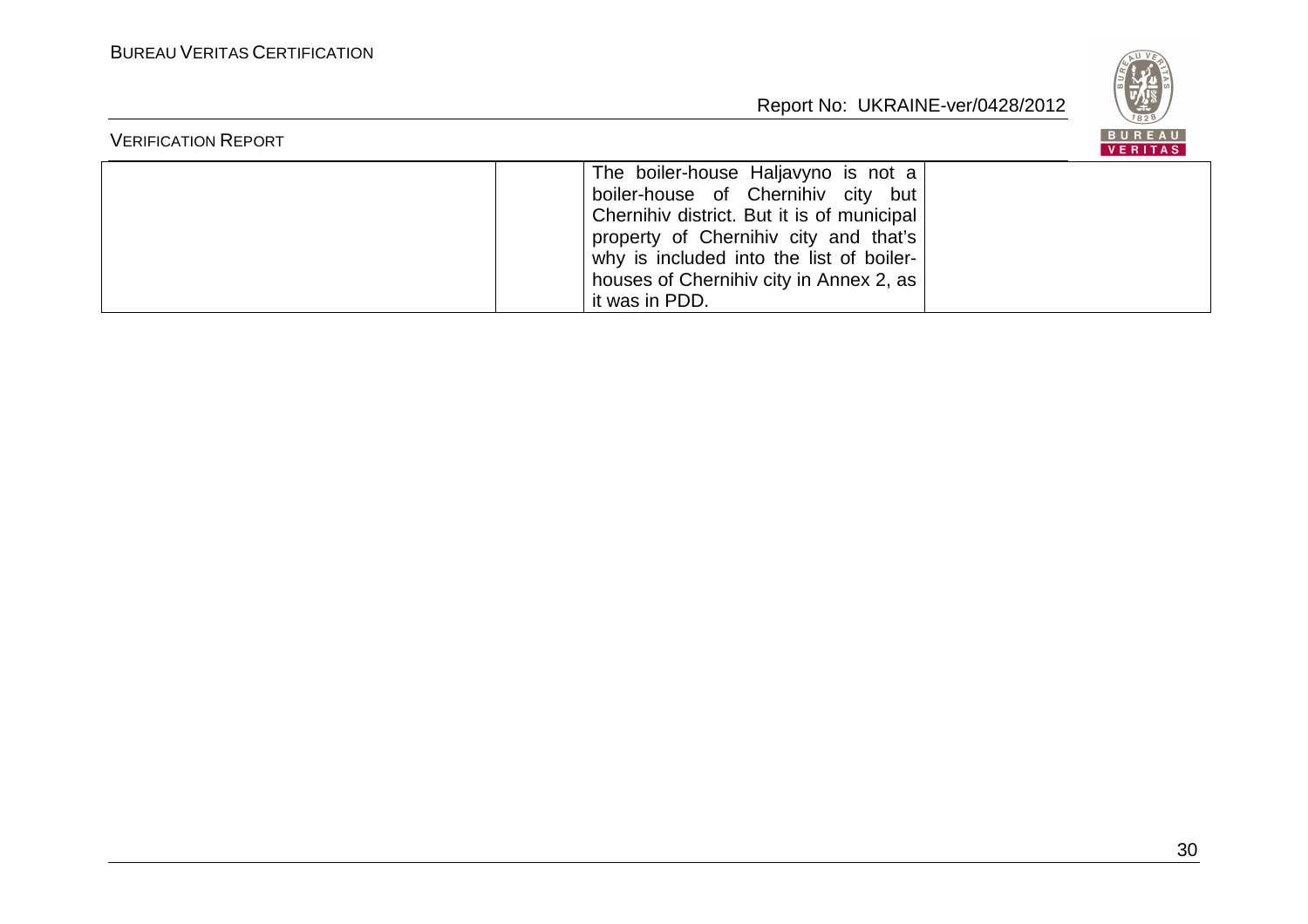| | | | |
|---|---|---|---|
| | | The boiler-house Haljavyno is not a boiler-house of Chernihiv city but Chernihiv district. But it is of municipal property of Chernihiv city and that's why is included into the list of boiler-houses of Chernihiv city in Annex 2, as it was in PDD. | |